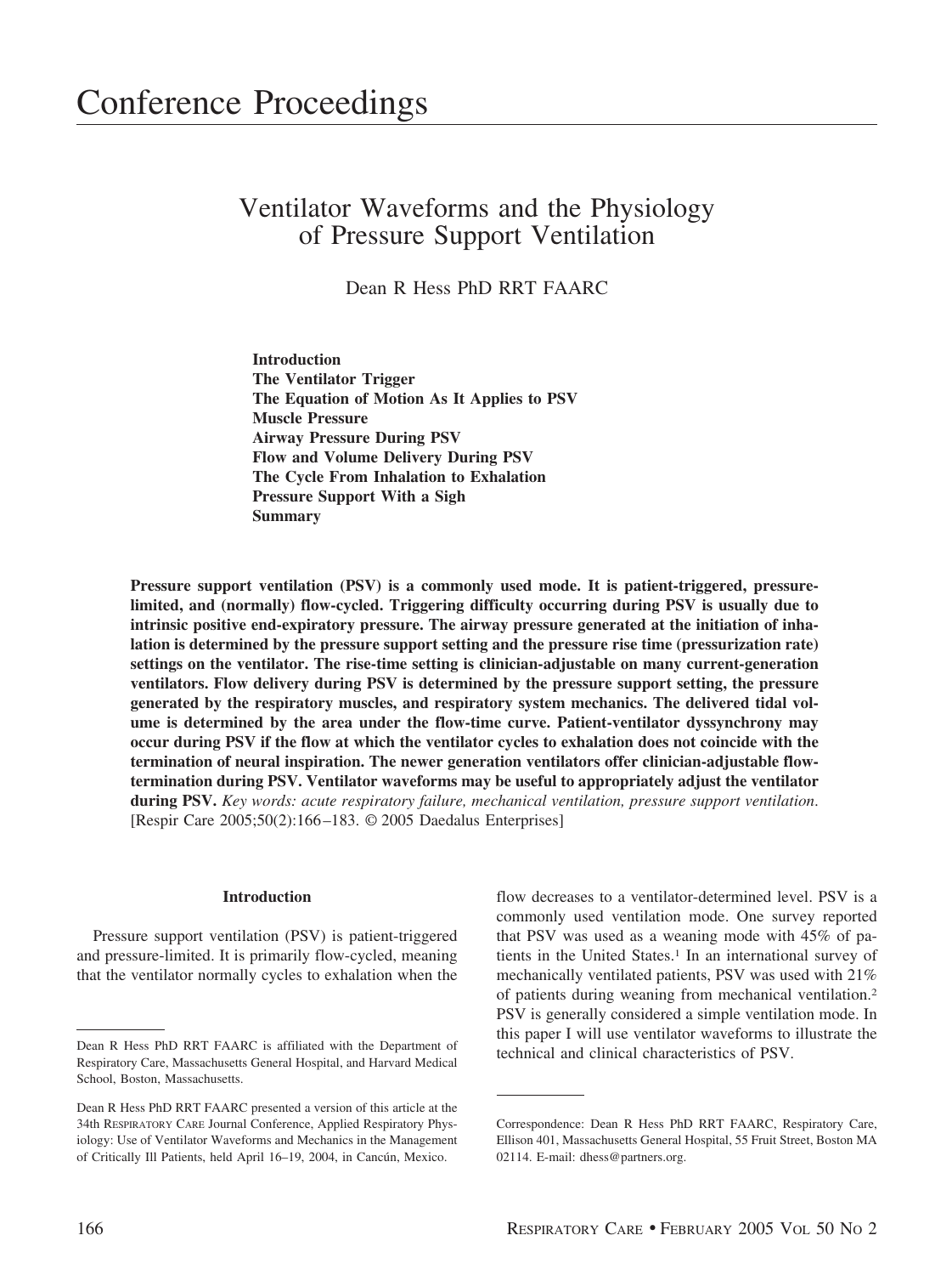# Conference Proceedings

## Ventilator Waveforms and the Physiology of Pressure Support Ventilation

Dean R Hess PhD RRT FAARC

**Introduction**
**The Ventilator Trigger**
**The Equation of Motion As It Applies to PSV**
**Muscle Pressure**
**Airway Pressure During PSV**
**Flow and Volume Delivery During PSV**
**The Cycle From Inhalation to Exhalation**
**Pressure Support With a Sigh**
**Summary**

**Pressure support ventilation (PSV) is a commonly used mode. It is patient-triggered, pressure-limited, and (normally) flow-cycled. Triggering difficulty occurring during PSV is usually due to intrinsic positive end-expiratory pressure. The airway pressure generated at the initiation of inhalation is determined by the pressure support setting and the pressure rise time (pressurization rate) settings on the ventilator. The rise-time setting is clinician-adjustable on many current-generation ventilators. Flow delivery during PSV is determined by the pressure support setting, the pressure generated by the respiratory muscles, and respiratory system mechanics. The delivered tidal volume is determined by the area under the flow-time curve. Patient-ventilator dyssynchrony may occur during PSV if the flow at which the ventilator cycles to exhalation does not coincide with the termination of neural inspiration. The newer generation ventilators offer clinician-adjustable flow-termination during PSV. Ventilator waveforms may be useful to appropriately adjust the ventilator during PSV.** *Key words: acute respiratory failure, mechanical ventilation, pressure support ventilation.* [Respir Care 2005;50(2):166–183. © 2005 Daedalus Enterprises]

### Introduction

Pressure support ventilation (PSV) is patient-triggered and pressure-limited. It is primarily flow-cycled, meaning that the ventilator normally cycles to exhalation when the flow decreases to a ventilator-determined level. PSV is a commonly used ventilation mode. One survey reported that PSV was used as a weaning mode with 45% of patients in the United States.[1] In an international survey of mechanically ventilated patients, PSV was used with 21% of patients during weaning from mechanical ventilation.[2] PSV is generally considered a simple ventilation mode. In this paper I will use ventilator waveforms to illustrate the technical and clinical characteristics of PSV.

Dean R Hess PhD RRT FAARC is affiliated with the Department of Respiratory Care, Massachusetts General Hospital, and Harvard Medical School, Boston, Massachusetts.

Dean R Hess PhD RRT FAARC presented a version of this article at the 34th RESPIRATORY CARE Journal Conference, Applied Respiratory Physiology: Use of Ventilator Waveforms and Mechanics in the Management of Critically Ill Patients, held April 16–19, 2004, in Cancún, Mexico.

Correspondence: Dean R Hess PhD RRT FAARC, Respiratory Care, Ellison 401, Massachusetts General Hospital, 55 Fruit Street, Boston MA 02114. E-mail: dhess@partners.org.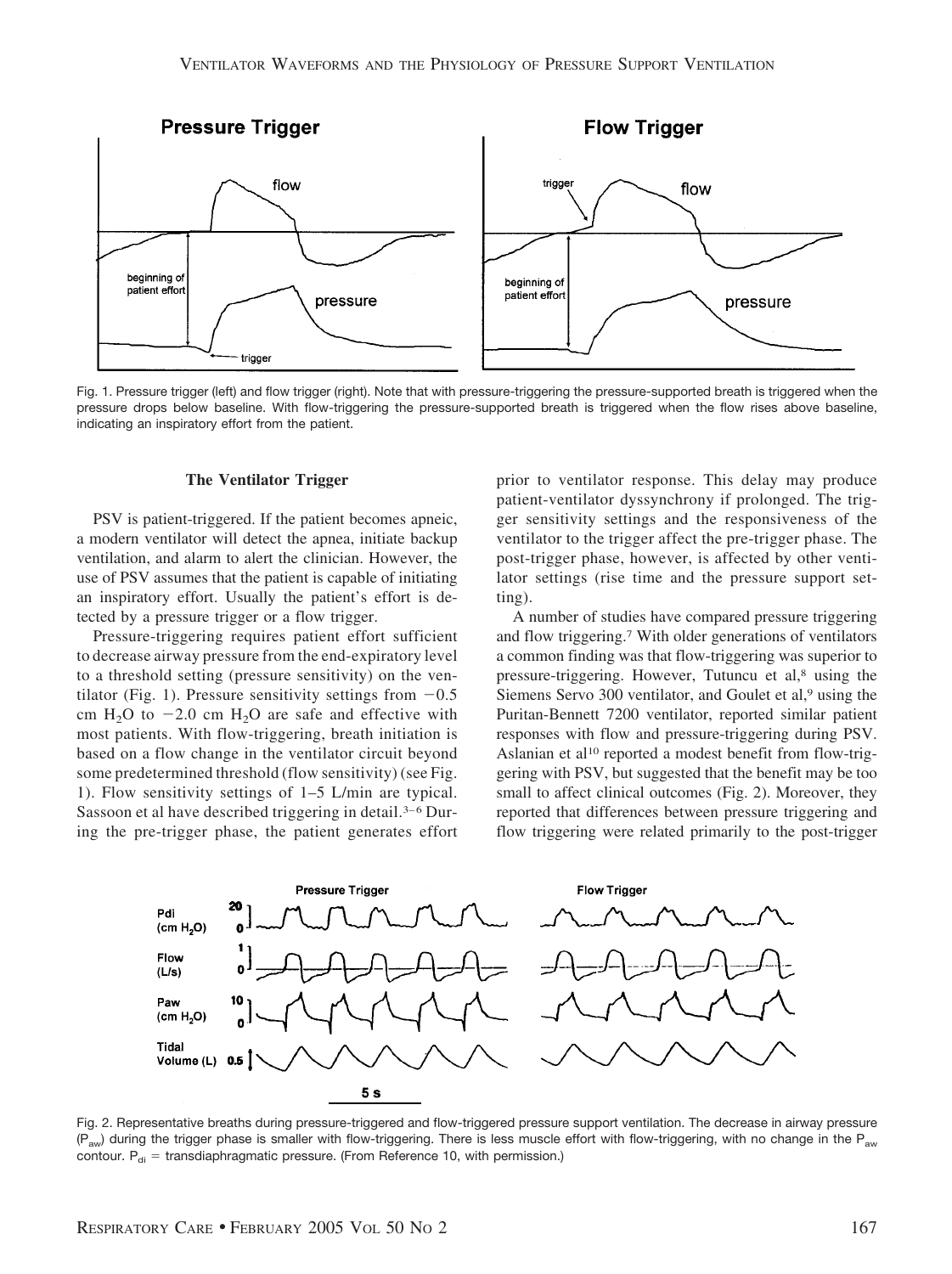Fig. 1. Pressure trigger (left) and flow trigger (right). Note that with pressure-triggering the pressure-supported breath is triggered when the pressure drops below baseline. With flow-triggering the pressure-supported breath is triggered when the flow rises above baseline, indicating an inspiratory effort from the patient.

### The Ventilator Trigger

PSV is patient-triggered. If the patient becomes apneic, a modern ventilator will detect the apnea, initiate backup ventilation, and alarm to alert the clinician. However, the use of PSV assumes that the patient is capable of initiating an inspiratory effort. Usually the patient's effort is detected by a pressure trigger or a flow trigger.

Pressure-triggering requires patient effort sufficient to decrease airway pressure from the end-expiratory level to a threshold setting (pressure sensitivity) on the ventilator (Fig. 1). Pressure sensitivity settings from −0.5 cm $H_2O$ to −2.0 cm $H_2O$ are safe and effective with most patients. With flow-triggering, breath initiation is based on a flow change in the ventilator circuit beyond some predetermined threshold (flow sensitivity) (see Fig. 1). Flow sensitivity settings of 1–5 L/min are typical. Sassoon et al have described triggering in detail.[3–6] During the pre-trigger phase, the patient generates effort prior to ventilator response. This delay may produce patient-ventilator dyssynchrony if prolonged. The trigger sensitivity settings and the responsiveness of the ventilator to the trigger affect the pre-trigger phase. The post-trigger phase, however, is affected by other ventilator settings (rise time and the pressure support setting).

A number of studies have compared pressure triggering and flow triggering.[7] With older generations of ventilators a common finding was that flow-triggering was superior to pressure-triggering. However, Tutuncu et al,[8] using the Siemens Servo 300 ventilator, and Goulet et al,[9] using the Puritan-Bennett 7200 ventilator, reported similar patient responses with flow and pressure-triggering during PSV. Aslanian et al[10] reported a modest benefit from flow-triggering with PSV, but suggested that the benefit may be too small to affect clinical outcomes (Fig. 2). Moreover, they reported that differences between pressure triggering and flow triggering were related primarily to the post-trigger

Fig. 2. Representative breaths during pressure-triggered and flow-triggered pressure support ventilation. The decrease in airway pressure ($P_{aw}$) during the trigger phase is smaller with flow-triggering. There is less muscle effort with flow-triggering, with no change in the $P_{aw}$ contour. $P_{di}$ = transdiaphragmatic pressure. (From Reference 10, with permission.)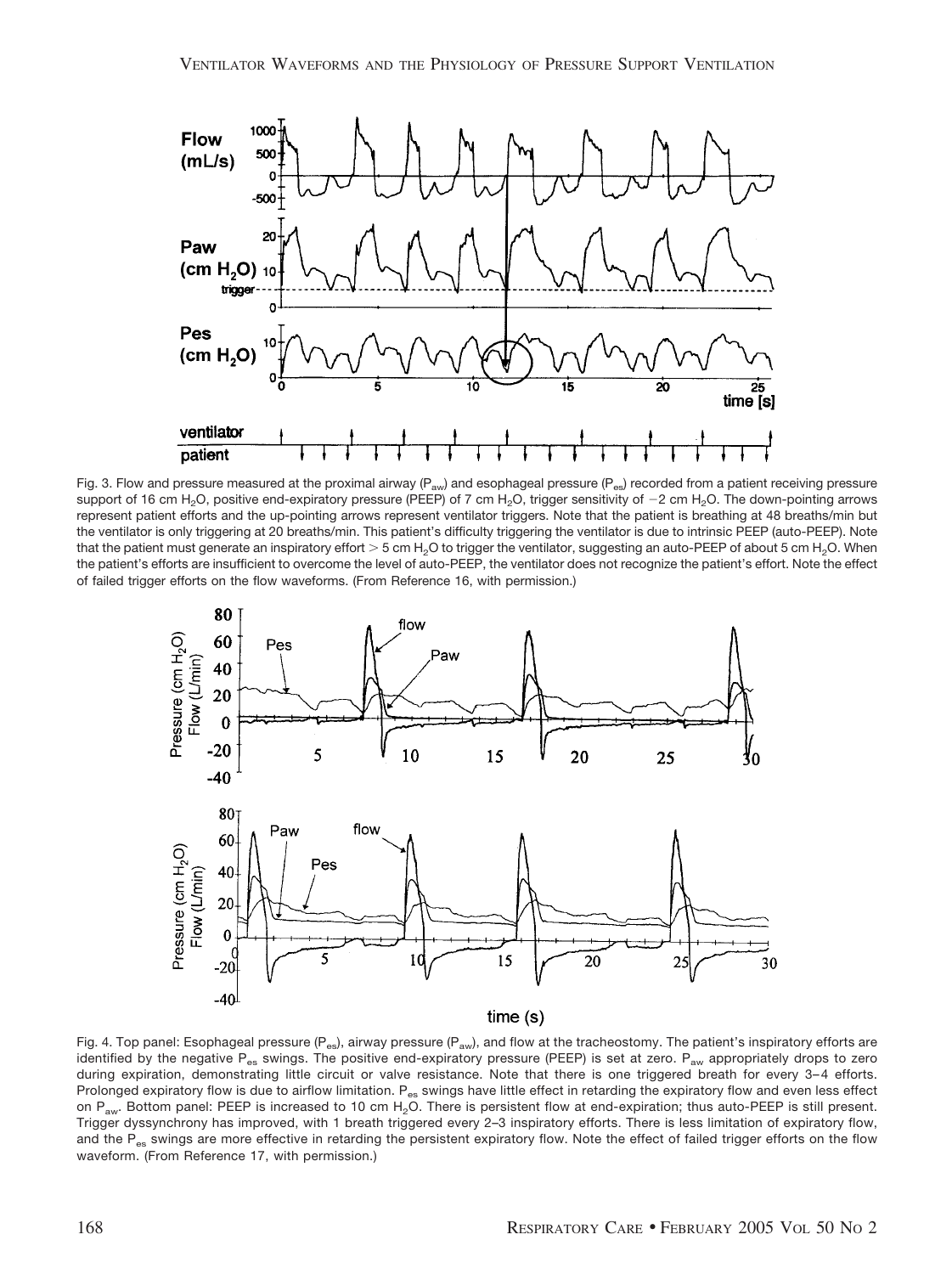Fig. 3. Flow and pressure measured at the proximal airway ($P_{aw}$) and esophageal pressure ($P_{es}$) recorded from a patient receiving pressure support of 16 cm $H_2O$, positive end-expiratory pressure (PEEP) of 7 cm $H_2O$, trigger sensitivity of −2 cm $H_2O$. The down-pointing arrows represent patient efforts and the up-pointing arrows represent ventilator triggers. Note that the patient is breathing at 48 breaths/min but the ventilator is only triggering at 20 breaths/min. This patient's difficulty triggering the ventilator is due to intrinsic PEEP (auto-PEEP). Note that the patient must generate an inspiratory effort > 5 cm $H_2O$ to trigger the ventilator, suggesting an auto-PEEP of about 5 cm $H_2O$. When the patient's efforts are insufficient to overcome the level of auto-PEEP, the ventilator does not recognize the patient's effort. Note the effect of failed trigger efforts on the flow waveforms. (From Reference 16, with permission.)

Fig. 4. Top panel: Esophageal pressure ($P_{es}$), airway pressure ($P_{aw}$), and flow at the tracheostomy. The patient's inspiratory efforts are identified by the negative $P_{es}$ swings. The positive end-expiratory pressure (PEEP) is set at zero. $P_{aw}$ appropriately drops to zero during expiration, demonstrating little circuit or valve resistance. Note that there is one triggered breath for every 3–4 efforts. Prolonged expiratory flow is due to airflow limitation. $P_{es}$ swings have little effect in retarding the expiratory flow and even less effect on $P_{aw}$. Bottom panel: PEEP is increased to 10 cm $H_2O$. There is persistent flow at end-expiration; thus auto-PEEP is still present. Trigger dyssynchrony has improved, with 1 breath triggered every 2–3 inspiratory efforts. There is less limitation of expiratory flow, and the $P_{es}$ swings are more effective in retarding the persistent expiratory flow. Note the effect of failed trigger efforts on the flow waveform. (From Reference 17, with permission.)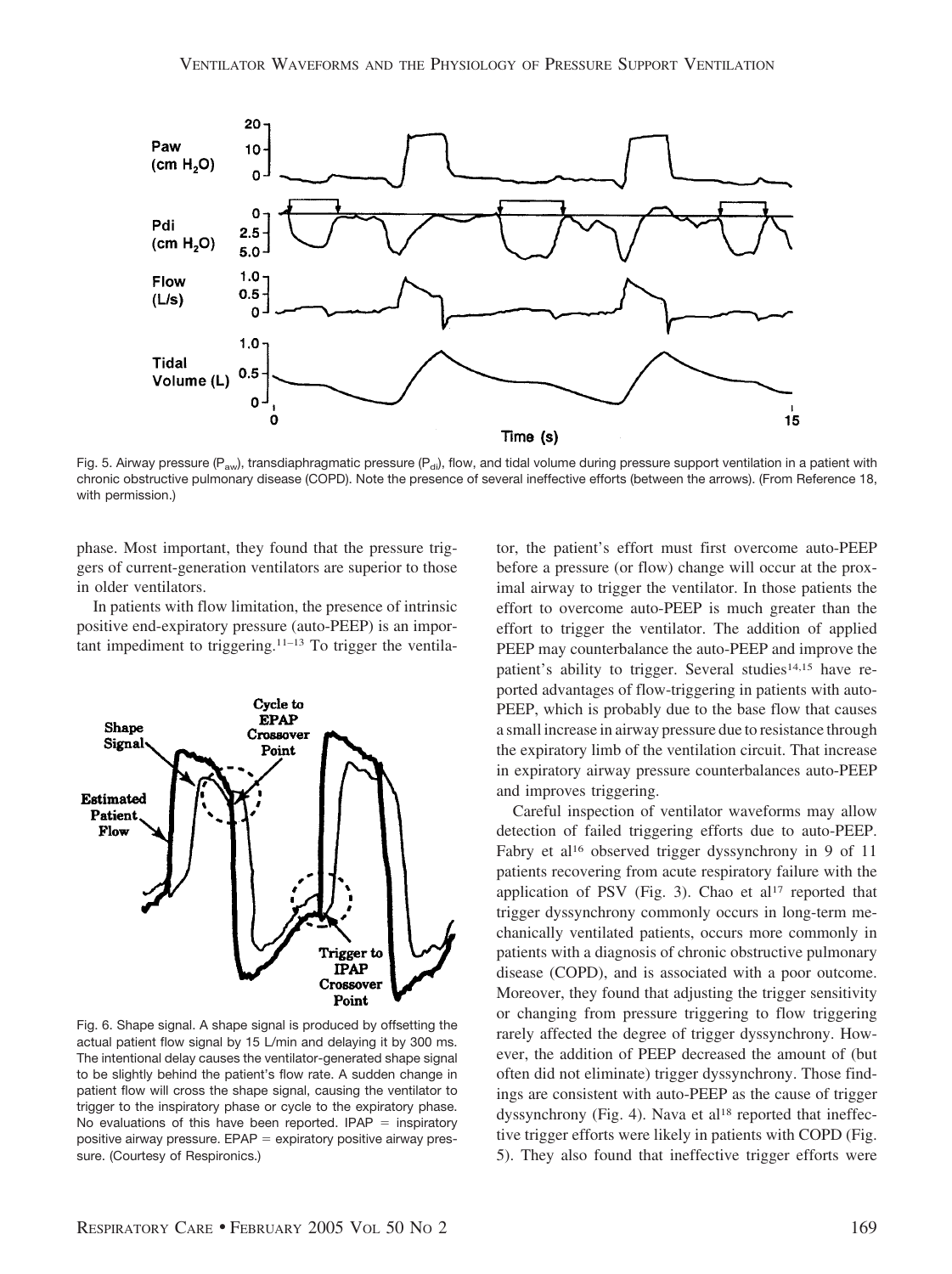Fig. 5. Airway pressure ($P_{aw}$), transdiaphragmatic pressure ($P_{di}$), flow, and tidal volume during pressure support ventilation in a patient with chronic obstructive pulmonary disease (COPD). Note the presence of several ineffective efforts (between the arrows). (From Reference 18, with permission.)

phase. Most important, they found that the pressure triggers of current-generation ventilators are superior to those in older ventilators.

In patients with flow limitation, the presence of intrinsic positive end-expiratory pressure (auto-PEEP) is an important impediment to triggering.[11–13] To trigger the ventilator, the patient's effort must first overcome auto-PEEP before a pressure (or flow) change will occur at the proximal airway to trigger the ventilator. In those patients the effort to overcome auto-PEEP is much greater than the effort to trigger the ventilator. The addition of applied PEEP may counterbalance the auto-PEEP and improve the patient's ability to trigger. Several studies[14,15] have reported advantages of flow-triggering in patients with auto-PEEP, which is probably due to the base flow that causes a small increase in airway pressure due to resistance through the expiratory limb of the ventilation circuit. That increase in expiratory airway pressure counterbalances auto-PEEP and improves triggering.

Fig. 6. Shape signal. A shape signal is produced by offsetting the actual patient flow signal by 15 L/min and delaying it by 300 ms. The intentional delay causes the ventilator-generated shape signal to be slightly behind the patient's flow rate. A sudden change in patient flow will cross the shape signal, causing the ventilator to trigger to the inspiratory phase or cycle to the expiratory phase. No evaluations of this have been reported. IPAP = inspiratory positive airway pressure. EPAP = expiratory positive airway pressure. (Courtesy of Respironics.)

Careful inspection of ventilator waveforms may allow detection of failed triggering efforts due to auto-PEEP. Fabry et al[16] observed trigger dyssynchrony in 9 of 11 patients recovering from acute respiratory failure with the application of PSV (Fig. 3). Chao et al[17] reported that trigger dyssynchrony commonly occurs in long-term mechanically ventilated patients, occurs more commonly in patients with a diagnosis of chronic obstructive pulmonary disease (COPD), and is associated with a poor outcome. Moreover, they found that adjusting the trigger sensitivity or changing from pressure triggering to flow triggering rarely affected the degree of trigger dyssynchrony. However, the addition of PEEP decreased the amount of (but often did not eliminate) trigger dyssynchrony. Those findings are consistent with auto-PEEP as the cause of trigger dyssynchrony (Fig. 4). Nava et al[18] reported that ineffective trigger efforts were likely in patients with COPD (Fig. 5). They also found that ineffective trigger efforts were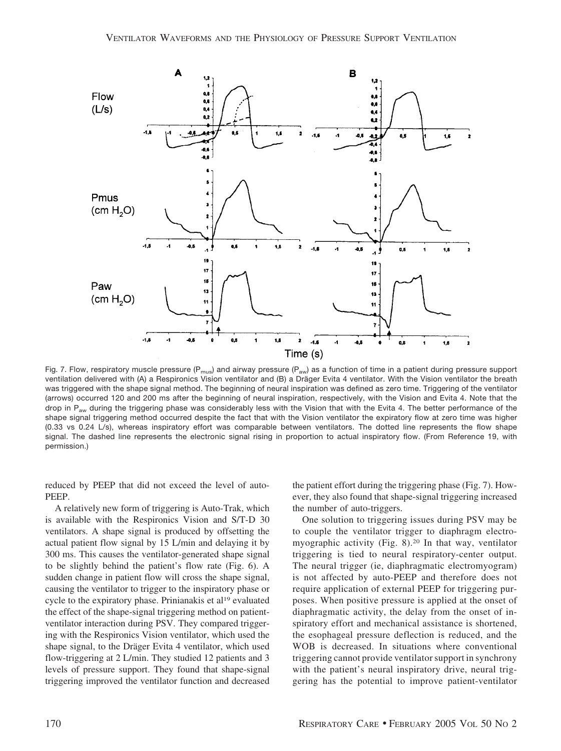Fig. 7. Flow, respiratory muscle pressure ($P_{mus}$) and airway pressure ($P_{aw}$) as a function of time in a patient during pressure support ventilation delivered with (A) a Respironics Vision ventilator and (B) a Dräger Evita 4 ventilator. With the Vision ventilator the breath was triggered with the shape signal method. The beginning of neural inspiration was defined as zero time. Triggering of the ventilator (arrows) occurred 120 and 200 ms after the beginning of neural inspiration, respectively, with the Vision and Evita 4. Note that the drop in $P_{aw}$ during the triggering phase was considerably less with the Vision that with the Evita 4. The better performance of the shape signal triggering method occurred despite the fact that with the Vision ventilator the expiratory flow at zero time was higher (0.33 vs 0.24 L/s), whereas inspiratory effort was comparable between ventilators. The dotted line represents the flow shape signal. The dashed line represents the electronic signal rising in proportion to actual inspiratory flow. (From Reference 19, with permission.)

reduced by PEEP that did not exceed the level of auto-PEEP.

A relatively new form of triggering is Auto-Trak, which is available with the Respironics Vision and S/T-D 30 ventilators. A shape signal is produced by offsetting the actual patient flow signal by 15 L/min and delaying it by 300 ms. This causes the ventilator-generated shape signal to be slightly behind the patient's flow rate (Fig. 6). A sudden change in patient flow will cross the shape signal, causing the ventilator to trigger to the inspiratory phase or cycle to the expiratory phase. Prinianakis et al[19] evaluated the effect of the shape-signal triggering method on patient-ventilator interaction during PSV. They compared triggering with the Respironics Vision ventilator, which used the shape signal, to the Dräger Evita 4 ventilator, which used flow-triggering at 2 L/min. They studied 12 patients and 3 levels of pressure support. They found that shape-signal triggering improved the ventilator function and decreased the patient effort during the triggering phase (Fig. 7). However, they also found that shape-signal triggering increased the number of auto-triggers.

One solution to triggering issues during PSV may be to couple the ventilator trigger to diaphragm electromyographic activity (Fig. 8).[20] In that way, ventilator triggering is tied to neural respiratory-center output. The neural trigger (ie, diaphragmatic electromyogram) is not affected by auto-PEEP and therefore does not require application of external PEEP for triggering purposes. When positive pressure is applied at the onset of diaphragmatic activity, the delay from the onset of inspiratory effort and mechanical assistance is shortened, the esophageal pressure deflection is reduced, and the WOB is decreased. In situations where conventional triggering cannot provide ventilator support in synchrony with the patient's neural inspiratory drive, neural triggering has the potential to improve patient-ventilator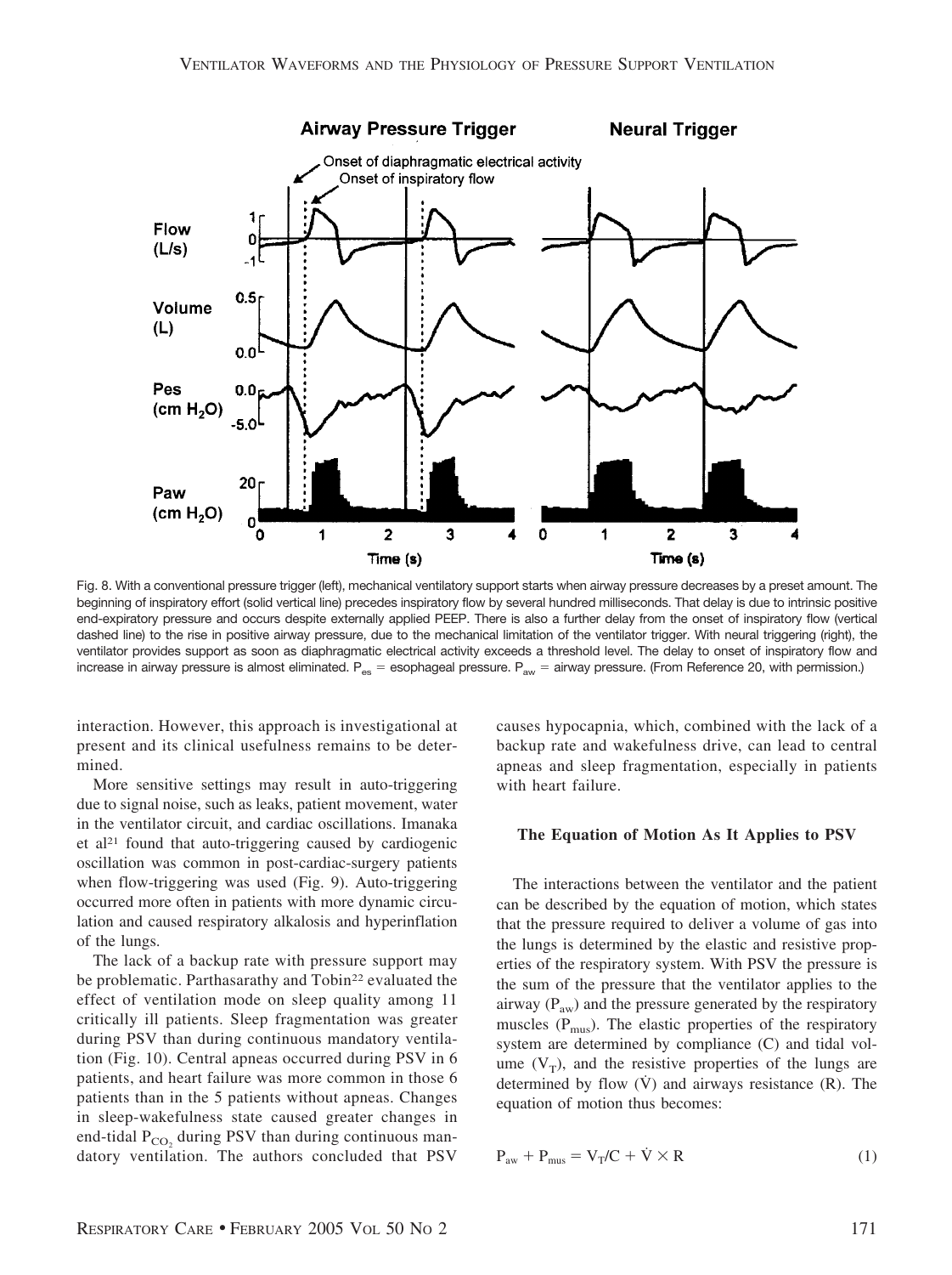Fig. 8. With a conventional pressure trigger (left), mechanical ventilatory support starts when airway pressure decreases by a preset amount. The beginning of inspiratory effort (solid vertical line) precedes inspiratory flow by several hundred milliseconds. That delay is due to intrinsic positive end-expiratory pressure and occurs despite externally applied PEEP. There is also a further delay from the onset of inspiratory flow (vertical dashed line) to the rise in positive airway pressure, due to the mechanical limitation of the ventilator trigger. With neural triggering (right), the ventilator provides support as soon as diaphragmatic electrical activity exceeds a threshold level. The delay to onset of inspiratory flow and increase in airway pressure is almost eliminated. $P_{es}$ = esophageal pressure. $P_{aw}$ = airway pressure. (From Reference 20, with permission.)

interaction. However, this approach is investigational at present and its clinical usefulness remains to be determined.

More sensitive settings may result in auto-triggering due to signal noise, such as leaks, patient movement, water in the ventilator circuit, and cardiac oscillations. Imanaka et al[21] found that auto-triggering caused by cardiogenic oscillation was common in post-cardiac-surgery patients when flow-triggering was used (Fig. 9). Auto-triggering occurred more often in patients with more dynamic circulation and caused respiratory alkalosis and hyperinflation of the lungs.

The lack of a backup rate with pressure support may be problematic. Parthasarathy and Tobin[22] evaluated the effect of ventilation mode on sleep quality among 11 critically ill patients. Sleep fragmentation was greater during PSV than during continuous mandatory ventilation (Fig. 10). Central apneas occurred during PSV in 6 patients, and heart failure was more common in those 6 patients than in the 5 patients without apneas. Changes in sleep-wakefulness state caused greater changes in end-tidal $P_{CO_2}$ during PSV than during continuous mandatory ventilation. The authors concluded that PSV causes hypocapnia, which, combined with the lack of a backup rate and wakefulness drive, can lead to central apneas and sleep fragmentation, especially in patients with heart failure.

### The Equation of Motion As It Applies to PSV

The interactions between the ventilator and the patient can be described by the equation of motion, which states that the pressure required to deliver a volume of gas into the lungs is determined by the elastic and resistive properties of the respiratory system. With PSV the pressure is the sum of the pressure that the ventilator applies to the airway ($P_{aw}$) and the pressure generated by the respiratory muscles ($P_{mus}$). The elastic properties of the respiratory system are determined by compliance (C) and tidal volume ($V_T$), and the resistive properties of the lungs are determined by flow ($\dot{V}$) and airways resistance (R). The equation of motion thus becomes:

$$P_{aw} + P_{mus} = V_T/C + \dot{V} \times R \quad (1)$$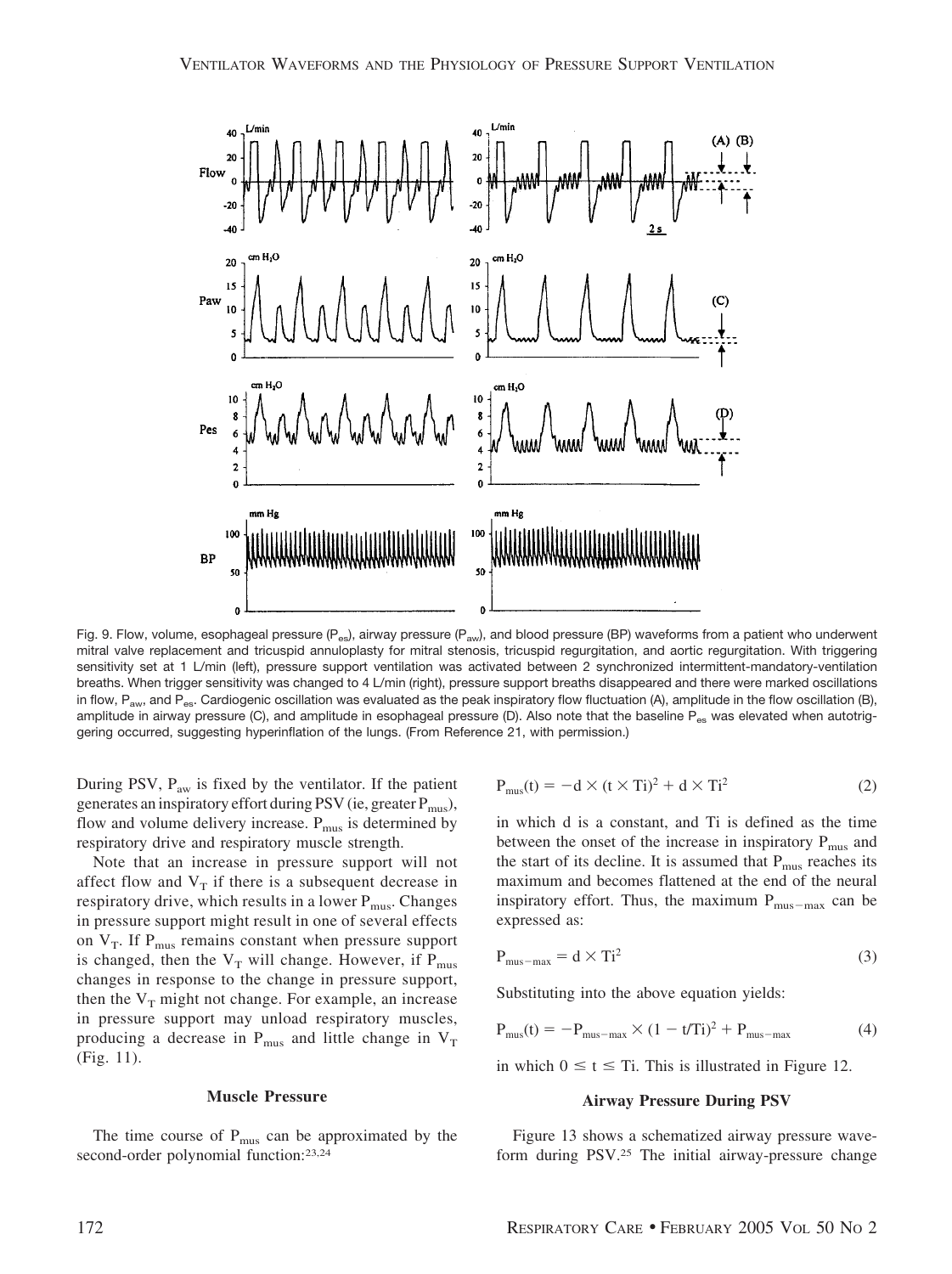Fig. 9. Flow, volume, esophageal pressure ($P_{es}$), airway pressure ($P_{aw}$), and blood pressure (BP) waveforms from a patient who underwent mitral valve replacement and tricuspid annuloplasty for mitral stenosis, tricuspid regurgitation, and aortic regurgitation. With triggering sensitivity set at 1 L/min (left), pressure support ventilation was activated between 2 synchronized intermittent-mandatory-ventilation breaths. When trigger sensitivity was changed to 4 L/min (right), pressure support breaths disappeared and there were marked oscillations in flow, $P_{aw}$, and $P_{es}$. Cardiogenic oscillation was evaluated as the peak inspiratory flow fluctuation (A), amplitude in the flow oscillation (B), amplitude in airway pressure (C), and amplitude in esophageal pressure (D). Also note that the baseline $P_{es}$ was elevated when autotriggering occurred, suggesting hyperinflation of the lungs. (From Reference 21, with permission.)

During PSV, $P_{aw}$ is fixed by the ventilator. If the patient generates an inspiratory effort during PSV (ie, greater $P_{mus}$), flow and volume delivery increase. $P_{mus}$ is determined by respiratory drive and respiratory muscle strength.

Note that an increase in pressure support will not affect flow and $V_T$ if there is a subsequent decrease in respiratory drive, which results in a lower $P_{mus}$. Changes in pressure support might result in one of several effects on $V_T$. If $P_{mus}$ remains constant when pressure support is changed, then the $V_T$ will change. However, if $P_{mus}$ changes in response to the change in pressure support, then the $V_T$ might not change. For example, an increase in pressure support may unload respiratory muscles, producing a decrease in $P_{mus}$ and little change in $V_T$ (Fig. 11).

### Muscle Pressure

The time course of $P_{mus}$ can be approximated by the second-order polynomial function:[23,24]

$$P_{mus}(t) = -d \times (t \times Ti)^2 + d \times Ti^2 \tag{2}$$

in which d is a constant, and Ti is defined as the time between the onset of the increase in inspiratory $P_{mus}$ and the start of its decline. It is assumed that $P_{mus}$ reaches its maximum and becomes flattened at the end of the neural inspiratory effort. Thus, the maximum $P_{mus-max}$ can be expressed as:

$$P_{mus-max} = d \times Ti^2 \tag{3}$$

Substituting into the above equation yields:

$$P_{mus}(t) = -P_{mus-max} \times (1 - t/Ti)^2 + P_{mus-max} \tag{4}$$

in which $0 \leq t \leq Ti$. This is illustrated in Figure 12.

### Airway Pressure During PSV

Figure 13 shows a schematized airway pressure waveform during PSV.[25] The initial airway-pressure change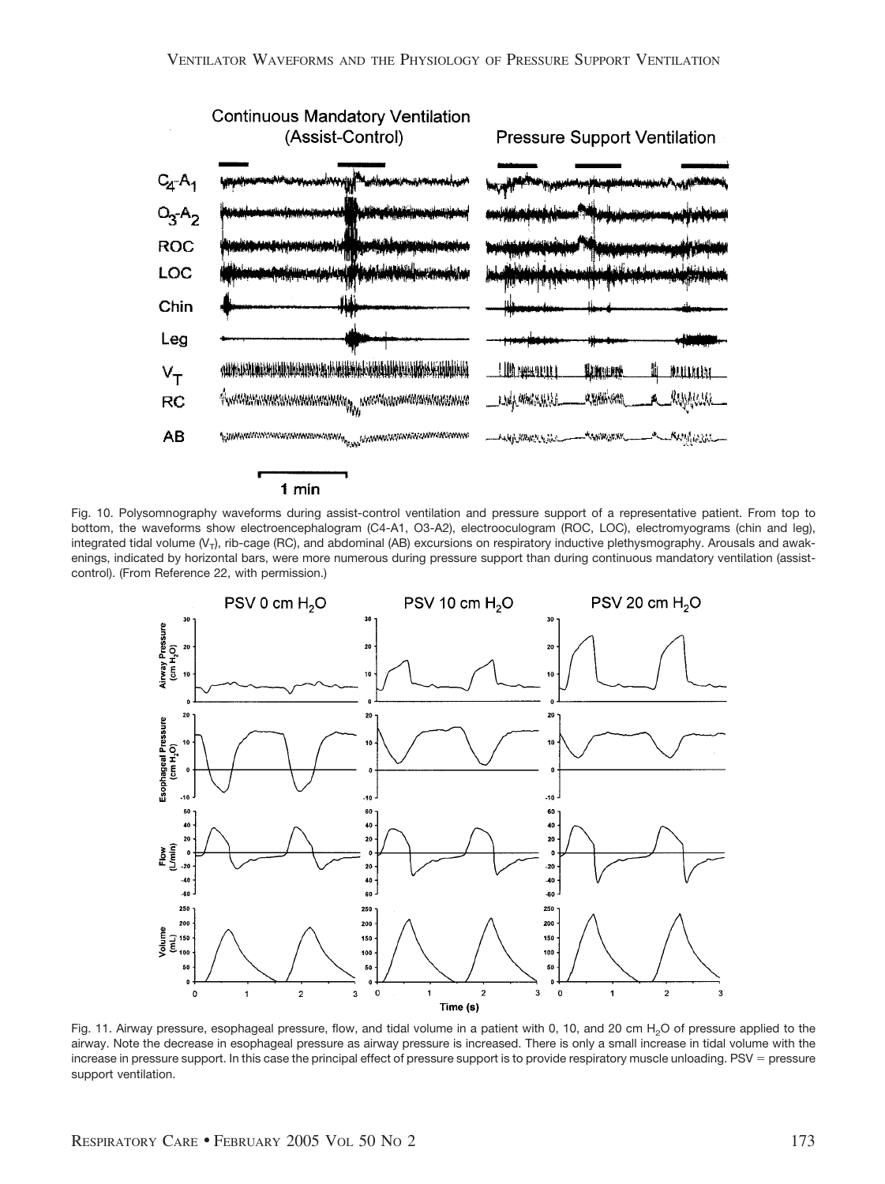Fig. 10. Polysomnography waveforms during assist-control ventilation and pressure support of a representative patient. From top to bottom, the waveforms show electroencephalogram (C4-A1, O3-A2), electrooculogram (ROC, LOC), electromyograms (chin and leg), integrated tidal volume ($V_T$), rib-cage (RC), and abdominal (AB) excursions on respiratory inductive plethysmography. Arousals and awakenings, indicated by horizontal bars, were more numerous during pressure support than during continuous mandatory ventilation (assist-control). (From Reference 22, with permission.)

Fig. 11. Airway pressure, esophageal pressure, flow, and tidal volume in a patient with 0, 10, and 20 cm $H_2O$ of pressure applied to the airway. Note the decrease in esophageal pressure as airway pressure is increased. There is only a small increase in tidal volume with the increase in pressure support. In this case the principal effect of pressure support is to provide respiratory muscle unloading. PSV = pressure support ventilation.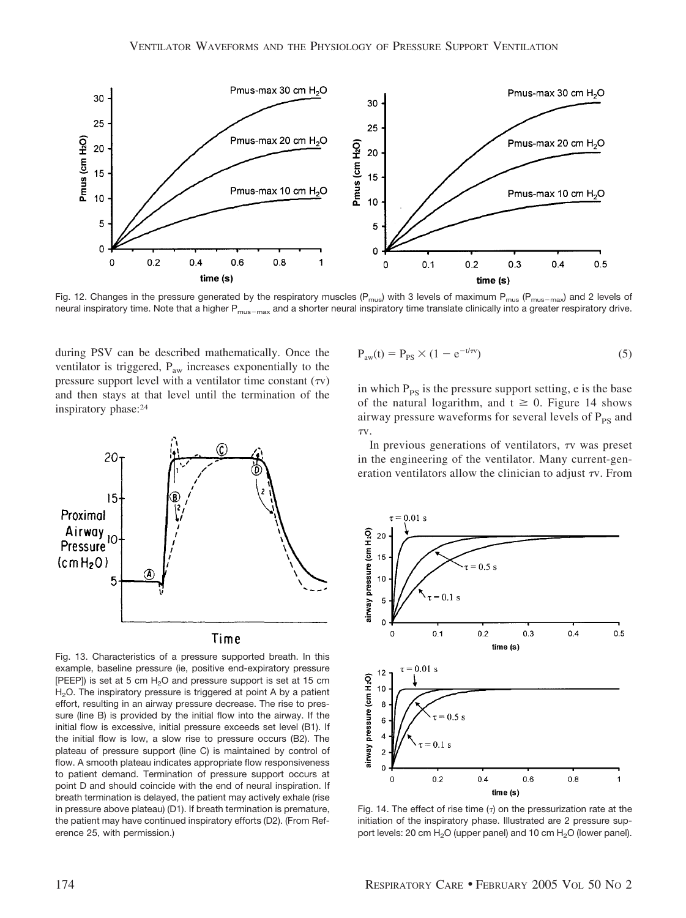Fig. 12. Changes in the pressure generated by the respiratory muscles ($P_{mus}$) with 3 levels of maximum $P_{mus}$ ($P_{mus-max}$) and 2 levels of neural inspiratory time. Note that a higher $P_{mus-max}$ and a shorter neural inspiratory time translate clinically into a greater respiratory drive.

during PSV can be described mathematically. Once the ventilator is triggered, $P_{aw}$ increases exponentially to the pressure support level with a ventilator time constant ($\tau$v) and then stays at that level until the termination of the inspiratory phase:[24]

$$P_{aw}(t) = P_{PS} \times (1 - e^{-t/\tau v}) \tag{5}$$

in which $P_{PS}$ is the pressure support setting, e is the base of the natural logarithm, and $t \geq 0$. Figure 14 shows airway pressure waveforms for several levels of $P_{PS}$ and $\tau$v.

In previous generations of ventilators, $\tau$v was preset in the engineering of the ventilator. Many current-generation ventilators allow the clinician to adjust $\tau$v. From

Fig. 13. Characteristics of a pressure supported breath. In this example, baseline pressure (ie, positive end-expiratory pressure [PEEP]) is set at 5 cm $H_2O$ and pressure support is set at 15 cm $H_2O$. The inspiratory pressure is triggered at point A by a patient effort, resulting in an airway pressure decrease. The rise to pressure (line B) is provided by the initial flow into the airway. If the initial flow is excessive, initial pressure exceeds set level (B1). If the initial flow is low, a slow rise to pressure occurs (B2). The plateau of pressure support (line C) is maintained by control of flow. A smooth plateau indicates appropriate flow responsiveness to patient demand. Termination of pressure support occurs at point D and should coincide with the end of neural inspiration. If breath termination is delayed, the patient may actively exhale (rise in pressure above plateau) (D1). If breath termination is premature, the patient may have continued inspiratory efforts (D2). (From Reference 25, with permission.)

Fig. 14. The effect of rise time ($\tau$) on the pressurization rate at the initiation of the inspiratory phase. Illustrated are 2 pressure support levels: 20 cm $H_2O$ (upper panel) and 10 cm $H_2O$ (lower panel).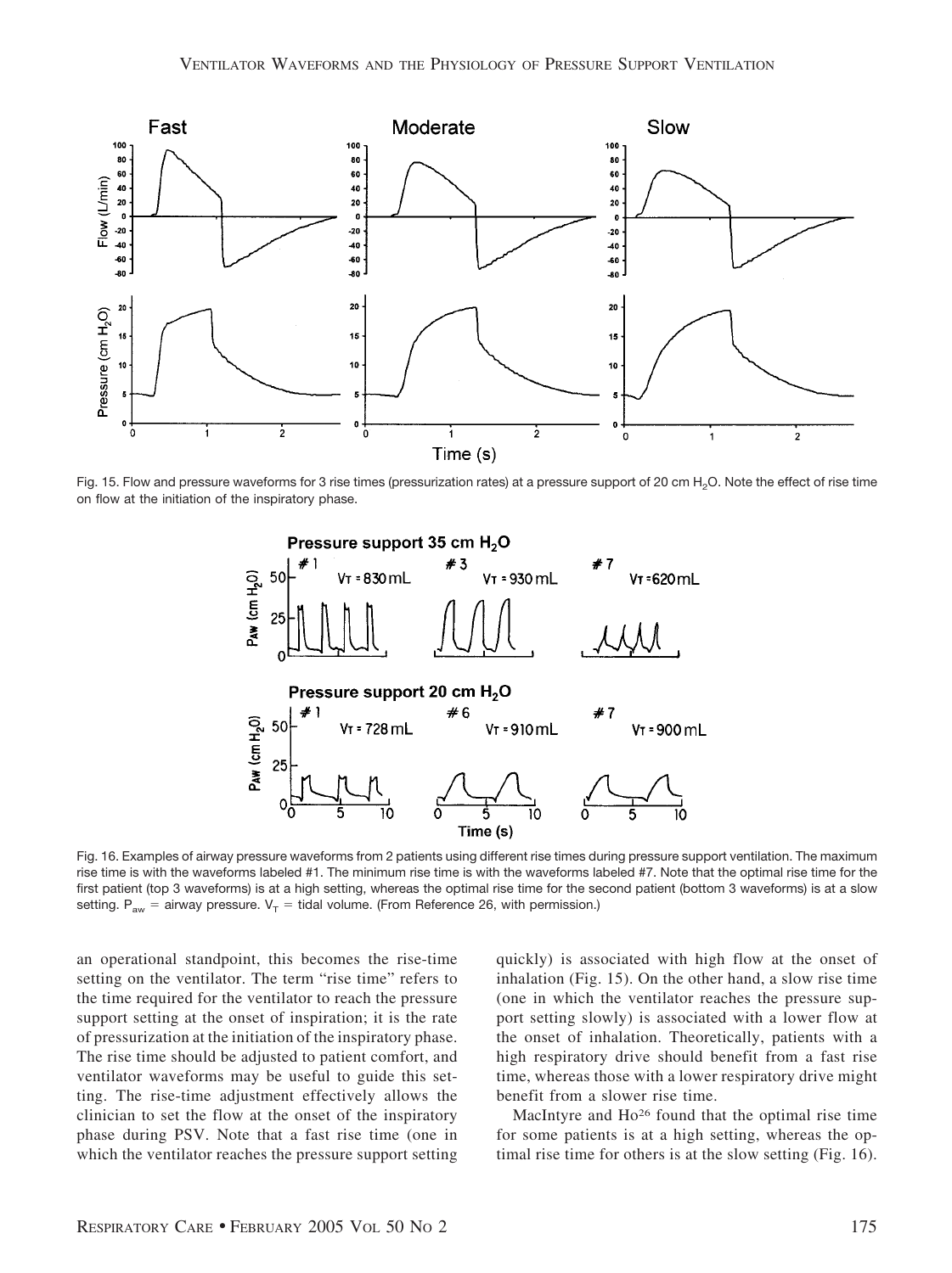Fig. 15. Flow and pressure waveforms for 3 rise times (pressurization rates) at a pressure support of 20 cm $H_2O$. Note the effect of rise time on flow at the initiation of the inspiratory phase.

Fig. 16. Examples of airway pressure waveforms from 2 patients using different rise times during pressure support ventilation. The maximum rise time is with the waveforms labeled #1. The minimum rise time is with the waveforms labeled #7. Note that the optimal rise time for the first patient (top 3 waveforms) is at a high setting, whereas the optimal rise time for the second patient (bottom 3 waveforms) is at a slow setting. $P_{aw}$ = airway pressure. $V_T$ = tidal volume. (From Reference 26, with permission.)

an operational standpoint, this becomes the rise-time setting on the ventilator. The term "rise time" refers to the time required for the ventilator to reach the pressure support setting at the onset of inspiration; it is the rate of pressurization at the initiation of the inspiratory phase. The rise time should be adjusted to patient comfort, and ventilator waveforms may be useful to guide this setting. The rise-time adjustment effectively allows the clinician to set the flow at the onset of the inspiratory phase during PSV. Note that a fast rise time (one in which the ventilator reaches the pressure support setting quickly) is associated with high flow at the onset of inhalation (Fig. 15). On the other hand, a slow rise time (one in which the ventilator reaches the pressure support setting slowly) is associated with a lower flow at the onset of inhalation. Theoretically, patients with a high respiratory drive should benefit from a fast rise time, whereas those with a lower respiratory drive might benefit from a slower rise time.

MacIntyre and Ho[26] found that the optimal rise time for some patients is at a high setting, whereas the optimal rise time for others is at the slow setting (Fig. 16).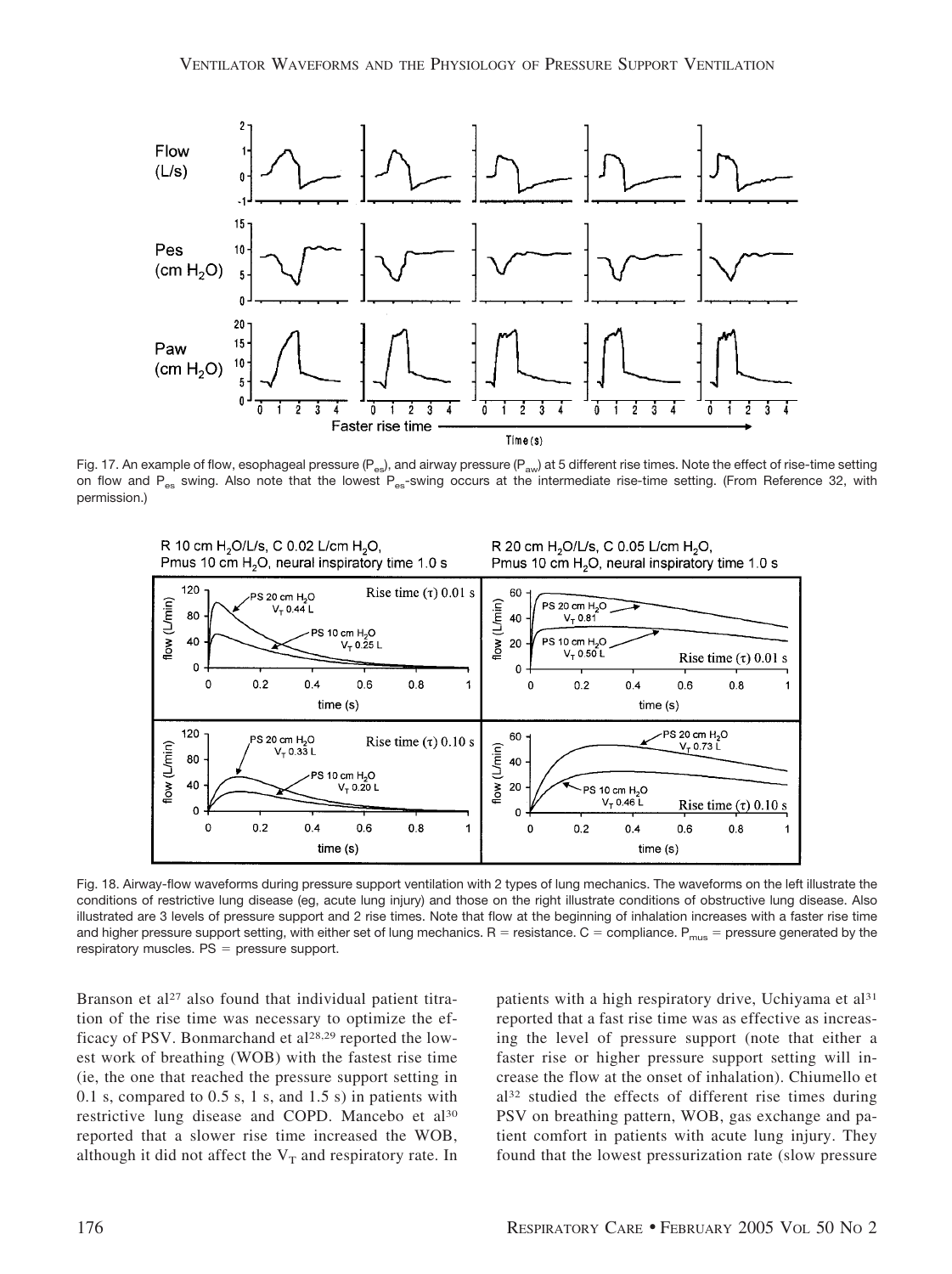Fig. 17. An example of flow, esophageal pressure ($P_{es}$), and airway pressure ($P_{aw}$) at 5 different rise times. Note the effect of rise-time setting on flow and $P_{es}$ swing. Also note that the lowest $P_{es}$-swing occurs at the intermediate rise-time setting. (From Reference 32, with permission.)

Fig. 18. Airway-flow waveforms during pressure support ventilation with 2 types of lung mechanics. The waveforms on the left illustrate the conditions of restrictive lung disease (eg, acute lung injury) and those on the right illustrate conditions of obstructive lung disease. Also illustrated are 3 levels of pressure support and 2 rise times. Note that flow at the beginning of inhalation increases with a faster rise time and higher pressure support setting, with either set of lung mechanics. R = resistance. C = compliance. $P_{mus}$ = pressure generated by the respiratory muscles. PS = pressure support.

Branson et al[27] also found that individual patient titration of the rise time was necessary to optimize the efficacy of PSV. Bonmarchand et al[28,29] reported the lowest work of breathing (WOB) with the fastest rise time (ie, the one that reached the pressure support setting in 0.1 s, compared to 0.5 s, 1 s, and 1.5 s) in patients with restrictive lung disease and COPD. Mancebo et al[30] reported that a slower rise time increased the WOB, although it did not affect the $V_T$ and respiratory rate. In patients with a high respiratory drive, Uchiyama et al[31] reported that a fast rise time was as effective as increasing the level of pressure support (note that either a faster rise or higher pressure support setting will increase the flow at the onset of inhalation). Chiumello et al[32] studied the effects of different rise times during PSV on breathing pattern, WOB, gas exchange and patient comfort in patients with acute lung injury. They found that the lowest pressurization rate (slow pressure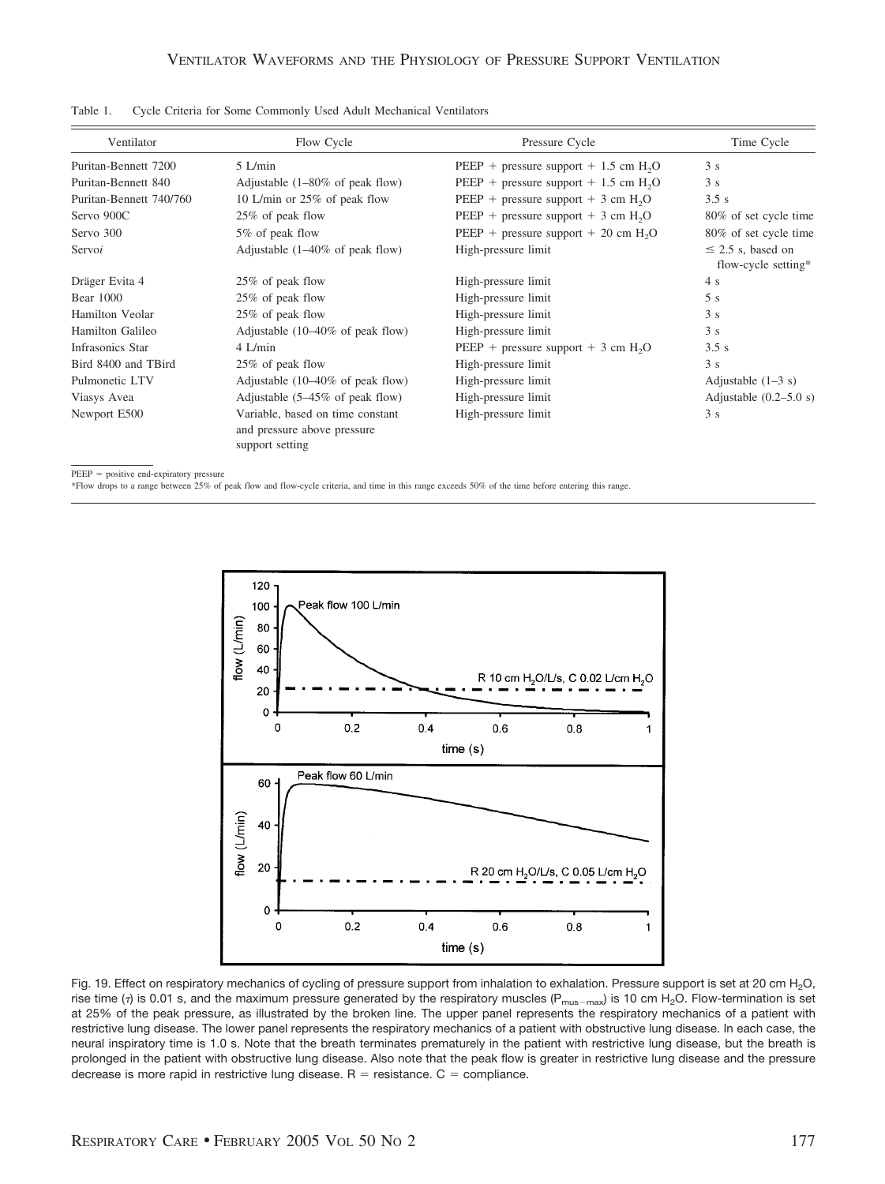Table 1. Cycle Criteria for Some Commonly Used Adult Mechanical Ventilators

| Ventilator | Flow Cycle | Pressure Cycle | Time Cycle |
|---|---|---|---|
| Puritan-Bennett 7200 | 5 L/min | PEEP + pressure support + 1.5 cm $H_2O$ | 3 s |
| Puritan-Bennett 840 | Adjustable (1–80% of peak flow) | PEEP + pressure support + 1.5 cm $H_2O$ | 3 s |
| Puritan-Bennett 740/760 | 10 L/min or 25% of peak flow | PEEP + pressure support + 3 cm $H_2O$ | 3.5 s |
| Servo 900C | 25% of peak flow | PEEP + pressure support + 3 cm $H_2O$ | 80% of set cycle time |
| Servo 300 | 5% of peak flow | PEEP + pressure support + 20 cm $H_2O$ | 80% of set cycle time |
| Servo*i* | Adjustable (1–40% of peak flow) | High-pressure limit | ≤ 2.5 s, based on flow-cycle setting* |
| Dräger Evita 4 | 25% of peak flow | High-pressure limit | 4 s |
| Bear 1000 | 25% of peak flow | High-pressure limit | 5 s |
| Hamilton Veolar | 25% of peak flow | High-pressure limit | 3 s |
| Hamilton Galileo | Adjustable (10–40% of peak flow) | High-pressure limit | 3 s |
| Infrasonics Star | 4 L/min | PEEP + pressure support + 3 cm $H_2O$ | 3.5 s |
| Bird 8400 and TBird | 25% of peak flow | High-pressure limit | 3 s |
| Pulmonetic LTV | Adjustable (10–40% of peak flow) | High-pressure limit | Adjustable (1–3 s) |
| Viasys Avea | Adjustable (5–45% of peak flow) | High-pressure limit | Adjustable (0.2–5.0 s) |
| Newport E500 | Variable, based on time constant and pressure above pressure support setting | High-pressure limit | 3 s |

PEEP = positive end-expiratory pressure

*Flow drops to a range between 25% of peak flow and flow-cycle criteria, and time in this range exceeds 50% of the time before entering this range.

Fig. 19. Effect on respiratory mechanics of cycling of pressure support from inhalation to exhalation. Pressure support is set at 20 cm $H_2O$, rise time ($\tau$) is 0.01 s, and the maximum pressure generated by the respiratory muscles ($P_{mus-max}$) is 10 cm $H_2O$. Flow-termination is set at 25% of the peak pressure, as illustrated by the broken line. The upper panel represents the respiratory mechanics of a patient with restrictive lung disease. The lower panel represents the respiratory mechanics of a patient with obstructive lung disease. In each case, the neural inspiratory time is 1.0 s. Note that the breath terminates prematurely in the patient with restrictive lung disease, but the breath is prolonged in the patient with obstructive lung disease. Also note that the peak flow is greater in restrictive lung disease and the pressure decrease is more rapid in restrictive lung disease. R = resistance. C = compliance.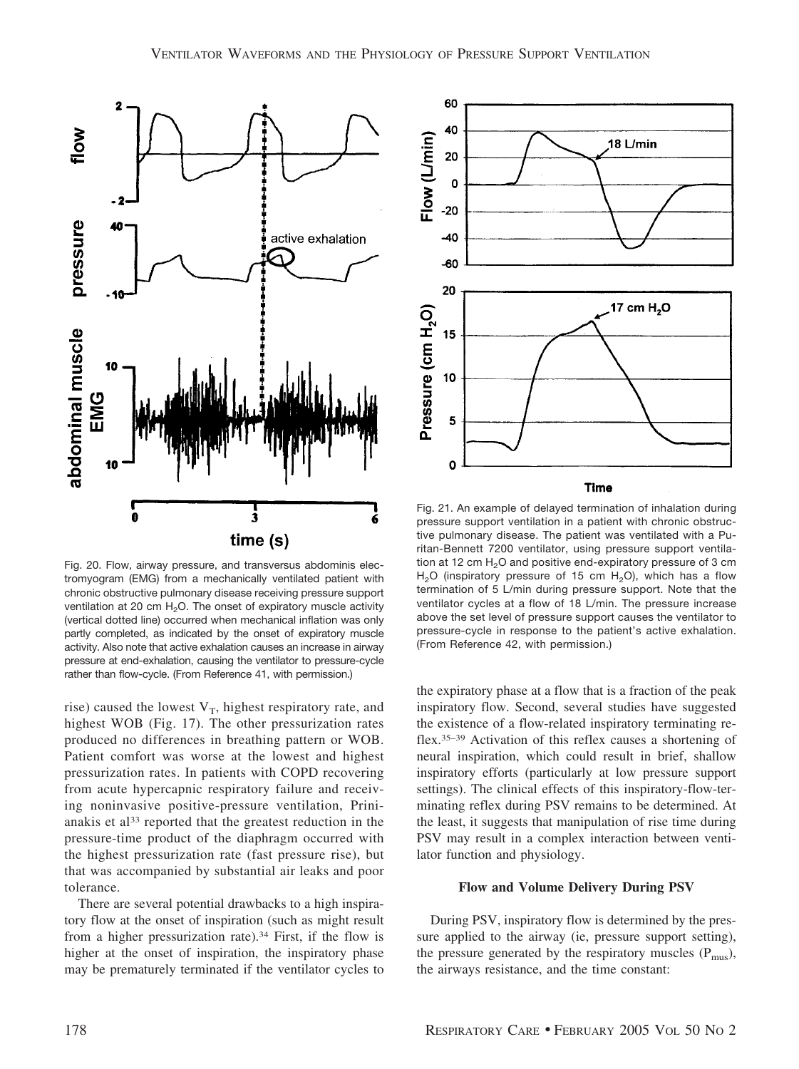Fig. 20. Flow, airway pressure, and transversus abdominis electromyogram (EMG) from a mechanically ventilated patient with chronic obstructive pulmonary disease receiving pressure support ventilation at 20 cm $H_2O$. The onset of expiratory muscle activity (vertical dotted line) occurred when mechanical inflation was only partly completed, as indicated by the onset of expiratory muscle activity. Also note that active exhalation causes an increase in airway pressure at end-exhalation, causing the ventilator to pressure-cycle rather than flow-cycle. (From Reference 41, with permission.)

Fig. 21. An example of delayed termination of inhalation during pressure support ventilation in a patient with chronic obstructive pulmonary disease. The patient was ventilated with a Puritan-Bennett 7200 ventilator, using pressure support ventilation at 12 cm $H_2O$ and positive end-expiratory pressure of 3 cm $H_2O$ (inspiratory pressure of 15 cm $H_2O$), which has a flow termination of 5 L/min during pressure support. Note that the ventilator cycles at a flow of 18 L/min. The pressure increase above the set level of pressure support causes the ventilator to pressure-cycle in response to the patient's active exhalation. (From Reference 42, with permission.)

rise) caused the lowest $V_T$, highest respiratory rate, and highest WOB (Fig. 17). The other pressurization rates produced no differences in breathing pattern or WOB. Patient comfort was worse at the lowest and highest pressurization rates. In patients with COPD recovering from acute hypercapnic respiratory failure and receiving noninvasive positive-pressure ventilation, Prinianakis et al[33] reported that the greatest reduction in the pressure-time product of the diaphragm occurred with the highest pressurization rate (fast pressure rise), but that was accompanied by substantial air leaks and poor tolerance.

There are several potential drawbacks to a high inspiratory flow at the onset of inspiration (such as might result from a higher pressurization rate).[34] First, if the flow is higher at the onset of inspiration, the inspiratory phase may be prematurely terminated if the ventilator cycles to the expiratory phase at a flow that is a fraction of the peak inspiratory flow. Second, several studies have suggested the existence of a flow-related inspiratory terminating reflex.[35–39] Activation of this reflex causes a shortening of neural inspiration, which could result in brief, shallow inspiratory efforts (particularly at low pressure support settings). The clinical effects of this inspiratory-flow-terminating reflex during PSV remains to be determined. At the least, it suggests that manipulation of rise time during PSV may result in a complex interaction between ventilator function and physiology.

### Flow and Volume Delivery During PSV

During PSV, inspiratory flow is determined by the pressure applied to the airway (ie, pressure support setting), the pressure generated by the respiratory muscles ($P_{mus}$), the airways resistance, and the time constant: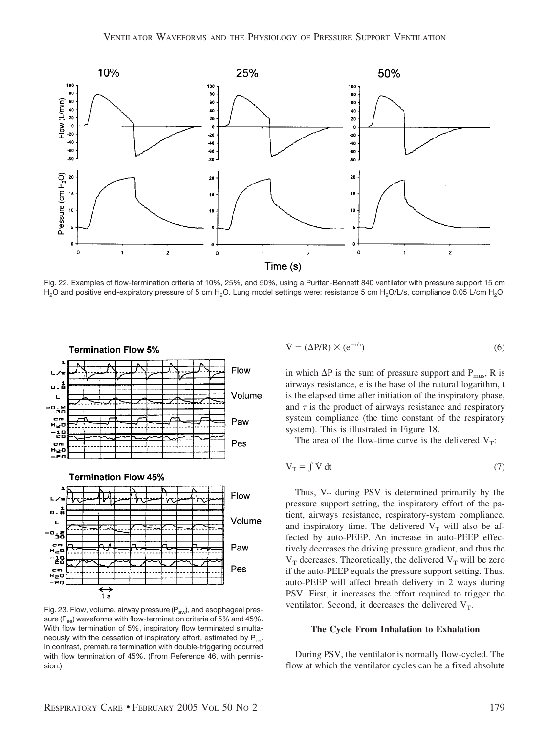Fig. 22. Examples of flow-termination criteria of 10%, 25%, and 50%, using a Puritan-Bennett 840 ventilator with pressure support 15 cm $H_2O$ and positive end-expiratory pressure of 5 cm $H_2O$. Lung model settings were: resistance 5 cm $H_2O$/L/s, compliance 0.05 L/cm $H_2O$.

Fig. 23. Flow, volume, airway pressure ($P_{aw}$), and esophageal pressure ($P_{es}$) waveforms with flow-termination criteria of 5% and 45%. With flow termination of 5%, inspiratory flow terminated simultaneously with the cessation of inspiratory effort, estimated by $P_{es}$. In contrast, premature termination with double-triggering occurred with flow termination of 45%. (From Reference 46, with permission.)

$$\dot{V} = (\Delta P/R) \times (e^{-t/\tau}) \tag{6}$$

in which $\Delta P$ is the sum of pressure support and $P_{mus}$, R is airways resistance, e is the base of the natural logarithm, t is the elapsed time after initiation of the inspiratory phase, and $\tau$ is the product of airways resistance and respiratory system compliance (the time constant of the respiratory system). This is illustrated in Figure 18.

The area of the flow-time curve is the delivered $V_T$:

$$V_T = \int \dot{V} \, dt \tag{7}$$

Thus, $V_T$ during PSV is determined primarily by the pressure support setting, the inspiratory effort of the patient, airways resistance, respiratory-system compliance, and inspiratory time. The delivered $V_T$ will also be affected by auto-PEEP. An increase in auto-PEEP effectively decreases the driving pressure gradient, and thus the $V_T$ decreases. Theoretically, the delivered $V_T$ will be zero if the auto-PEEP equals the pressure support setting. Thus, auto-PEEP will affect breath delivery in 2 ways during PSV. First, it increases the effort required to trigger the ventilator. Second, it decreases the delivered $V_T$.

### The Cycle From Inhalation to Exhalation

During PSV, the ventilator is normally flow-cycled. The flow at which the ventilator cycles can be a fixed absolute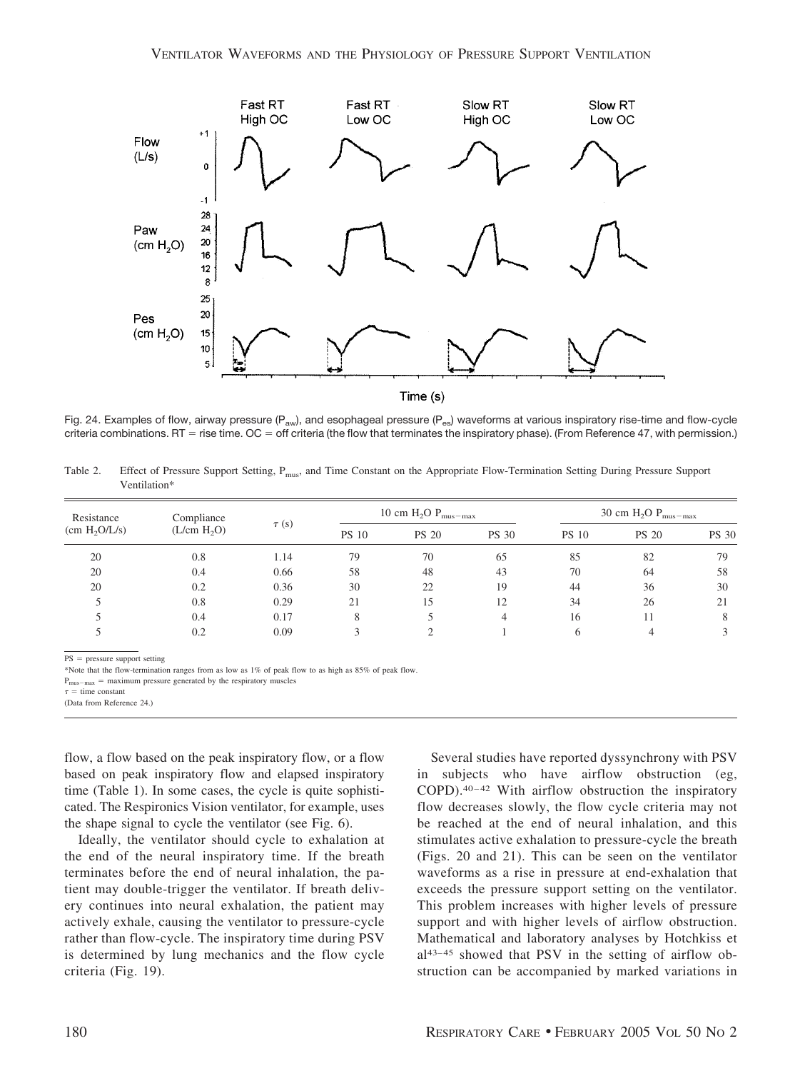Fig. 24. Examples of flow, airway pressure ($P_{aw}$), and esophageal pressure ($P_{es}$) waveforms at various inspiratory rise-time and flow-cycle criteria combinations. RT = rise time. OC = off criteria (the flow that terminates the inspiratory phase). (From Reference 47, with permission.)

Table 2. Effect of Pressure Support Setting, $P_{mus}$, and Time Constant on the Appropriate Flow-Termination Setting During Pressure Support Ventilation*

| Resistance ($cm\ H_2O/L/s$) | Compliance ($L/cm\ H_2O$) | $\tau$ (s) | 10 cm $H_2O$ $P_{mus-max}$ | | | 30 cm $H_2O$ $P_{mus-max}$ | | |
|---|---|---|---|---|---|---|---|---|
| | | | PS 10 | PS 20 | PS 30 | PS 10 | PS 20 | PS 30 |
| 20 | 0.8 | 1.14 | 79 | 70 | 65 | 85 | 82 | 79 |
| 20 | 0.4 | 0.66 | 58 | 48 | 43 | 70 | 64 | 58 |
| 20 | 0.2 | 0.36 | 30 | 22 | 19 | 44 | 36 | 30 |
| 5 | 0.8 | 0.29 | 21 | 15 | 12 | 34 | 26 | 21 |
| 5 | 0.4 | 0.17 | 8 | 5 | 4 | 16 | 11 | 8 |
| 5 | 0.2 | 0.09 | 3 | 2 | 1 | 6 | 4 | 3 |

PS = pressure support setting

*Note that the flow-termination ranges from as low as 1% of peak flow to as high as 85% of peak flow.

$P_{mus-max}$ = maximum pressure generated by the respiratory muscles

$\tau$ = time constant

(Data from Reference 24.)

flow, a flow based on the peak inspiratory flow, or a flow based on peak inspiratory flow and elapsed inspiratory time (Table 1). In some cases, the cycle is quite sophisticated. The Respironics Vision ventilator, for example, uses the shape signal to cycle the ventilator (see Fig. 6).

Ideally, the ventilator should cycle to exhalation at the end of the neural inspiratory time. If the breath terminates before the end of neural inhalation, the patient may double-trigger the ventilator. If breath delivery continues into neural exhalation, the patient may actively exhale, causing the ventilator to pressure-cycle rather than flow-cycle. The inspiratory time during PSV is determined by lung mechanics and the flow cycle criteria (Fig. 19).

Several studies have reported dyssynchrony with PSV in subjects who have airflow obstruction (eg, COPD).[40–42] With airflow obstruction the inspiratory flow decreases slowly, the flow cycle criteria may not be reached at the end of neural inhalation, and this stimulates active exhalation to pressure-cycle the breath (Figs. 20 and 21). This can be seen on the ventilator waveforms as a rise in pressure at end-exhalation that exceeds the pressure support setting on the ventilator. This problem increases with higher levels of pressure support and with higher levels of airflow obstruction. Mathematical and laboratory analyses by Hotchkiss et al[43–45] showed that PSV in the setting of airflow obstruction can be accompanied by marked variations in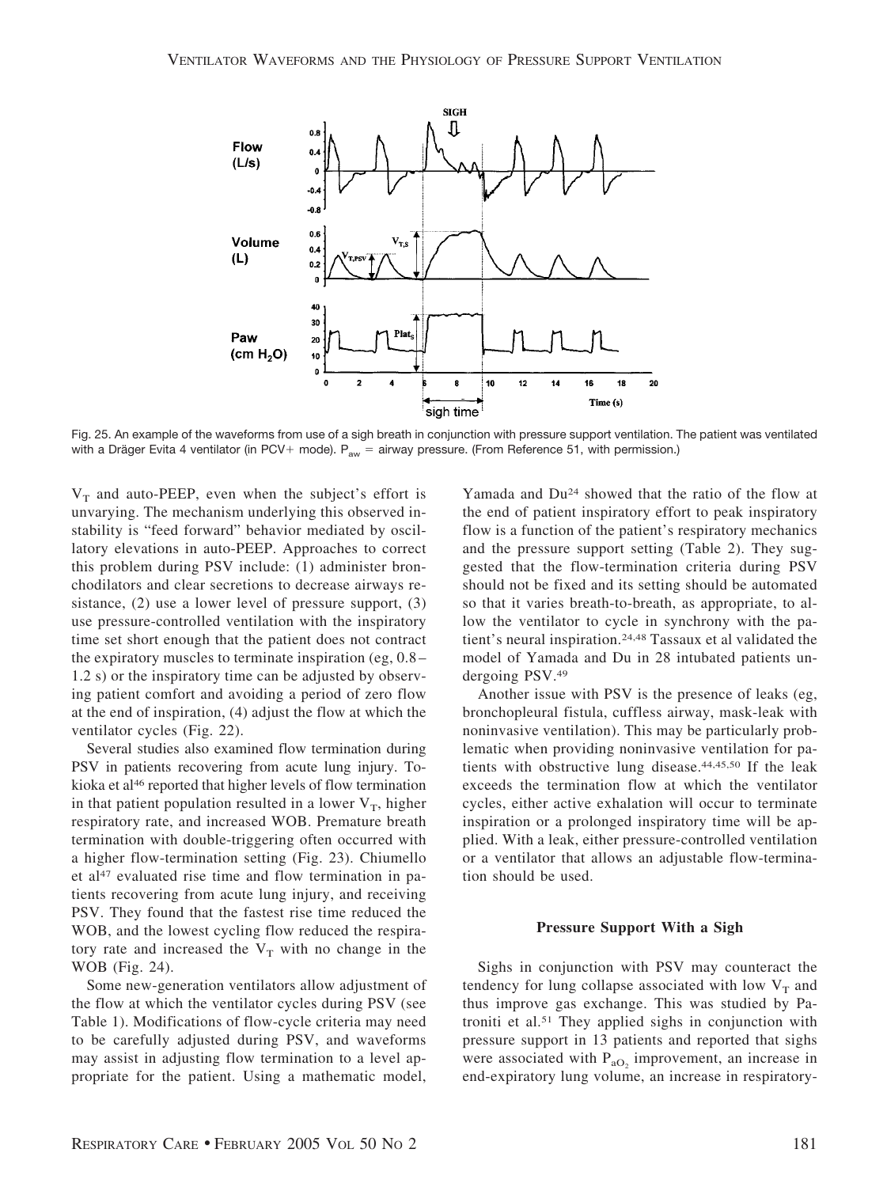Fig. 25. An example of the waveforms from use of a sigh breath in conjunction with pressure support ventilation. The patient was ventilated with a Dräger Evita 4 ventilator (in PCV+ mode). $P_{aw}$ = airway pressure. (From Reference 51, with permission.)

$V_T$ and auto-PEEP, even when the subject's effort is unvarying. The mechanism underlying this observed instability is "feed forward" behavior mediated by oscillatory elevations in auto-PEEP. Approaches to correct this problem during PSV include: (1) administer bronchodilators and clear secretions to decrease airways resistance, (2) use a lower level of pressure support, (3) use pressure-controlled ventilation with the inspiratory time set short enough that the patient does not contract the expiratory muscles to terminate inspiration (eg, 0.8–1.2 s) or the inspiratory time can be adjusted by observing patient comfort and avoiding a period of zero flow at the end of inspiration, (4) adjust the flow at which the ventilator cycles (Fig. 22).

Several studies also examined flow termination during PSV in patients recovering from acute lung injury. Tokioka et al[46] reported that higher levels of flow termination in that patient population resulted in a lower $V_T$, higher respiratory rate, and increased WOB. Premature breath termination with double-triggering often occurred with a higher flow-termination setting (Fig. 23). Chiumello et al[47] evaluated rise time and flow termination in patients recovering from acute lung injury, and receiving PSV. They found that the fastest rise time reduced the WOB, and the lowest cycling flow reduced the respiratory rate and increased the $V_T$ with no change in the WOB (Fig. 24).

Some new-generation ventilators allow adjustment of the flow at which the ventilator cycles during PSV (see Table 1). Modifications of flow-cycle criteria may need to be carefully adjusted during PSV, and waveforms may assist in adjusting flow termination to a level appropriate for the patient. Using a mathematic model, Yamada and Du[24] showed that the ratio of the flow at the end of patient inspiratory effort to peak inspiratory flow is a function of the patient's respiratory mechanics and the pressure support setting (Table 2). They suggested that the flow-termination criteria during PSV should not be fixed and its setting should be automated so that it varies breath-to-breath, as appropriate, to allow the ventilator to cycle in synchrony with the patient's neural inspiration.[24,48] Tassaux et al validated the model of Yamada and Du in 28 intubated patients undergoing PSV.[49]

Another issue with PSV is the presence of leaks (eg, bronchopleural fistula, cuffless airway, mask-leak with noninvasive ventilation). This may be particularly problematic when providing noninvasive ventilation for patients with obstructive lung disease.[44,45,50] If the leak exceeds the termination flow at which the ventilator cycles, either active exhalation will occur to terminate inspiration or a prolonged inspiratory time will be applied. With a leak, either pressure-controlled ventilation or a ventilator that allows an adjustable flow-termination should be used.

### Pressure Support With a Sigh

Sighs in conjunction with PSV may counteract the tendency for lung collapse associated with low $V_T$ and thus improve gas exchange. This was studied by Patroniti et al.[51] They applied sighs in conjunction with pressure support in 13 patients and reported that sighs were associated with $P_{aO_2}$ improvement, an increase in end-expiratory lung volume, an increase in respiratory-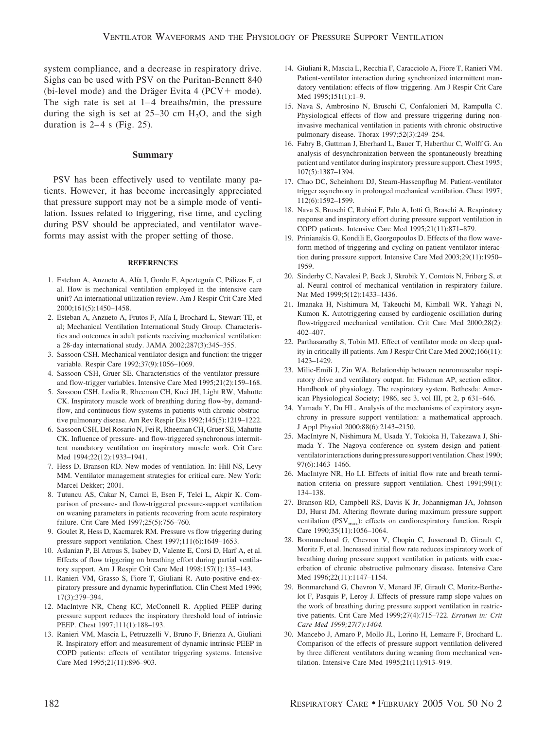system compliance, and a decrease in respiratory drive. Sighs can be used with PSV on the Puritan-Bennett 840 (bi-level mode) and the Dräger Evita 4 (PCV+ mode). The sigh rate is set at 1–4 breaths/min, the pressure during the sigh is set at 25–30 cm $H_2O$, and the sigh duration is 2–4 s (Fig. 25).

## Summary

PSV has been effectively used to ventilate many patients. However, it has become increasingly appreciated that pressure support may not be a simple mode of ventilation. Issues related to triggering, rise time, and cycling during PSV should be appreciated, and ventilator waveforms may assist with the proper setting of those.

### REFERENCES

1. Esteban A, Anzueto A, Alía I, Gordo F, Apezteguía C, Pálizas F, et al. How is mechanical ventilation employed in the intensive care unit? An international utilization review. Am J Respir Crit Care Med 2000;161(5):1450–1458.
2. Esteban A, Anzueto A, Frutos F, Alía I, Brochard L, Stewart TE, et al; Mechanical Ventilation International Study Group. Characteristics and outcomes in adult patients receiving mechanical ventilation: a 28-day international study. JAMA 2002;287(3):345–355.
3. Sassoon CSH. Mechanical ventilator design and function: the trigger variable. Respir Care 1992;37(9):1056–1069.
4. Sassoon CSH, Gruer SE. Characteristics of the ventilator pressure- and flow-trigger variables. Intensive Care Med 1995;21(2):159–168.
5. Sassoon CSH, Lodia R, Rheeman CH, Kuei JH, Light RW, Mahutte CK. Inspiratory muscle work of breathing during flow-by, demand-flow, and continuous-flow systems in patients with chronic obstructive pulmonary disease. Am Rev Respir Dis 1992;145(5):1219–1222.
6. Sassoon CSH, Del Rosario N, Fei R, Rheeman CH, Gruer SE, Mahutte CK. Influence of pressure- and flow-triggered synchronous intermittent mandatory ventilation on inspiratory muscle work. Crit Care Med 1994;22(12):1933–1941.
7. Hess D, Branson RD. New modes of ventilation. In: Hill NS, Levy MM. Ventilator management strategies for critical care. New York: Marcel Dekker; 2001.
8. Tutuncu AS, Cakar N, Camci E, Esen F, Telci L, Akpir K. Comparison of pressure- and flow-triggered pressure-support ventilation on weaning parameters in patients recovering from acute respiratory failure. Crit Care Med 1997;25(5):756–760.
9. Goulet R, Hess D, Kacmarek RM. Pressure vs flow triggering during pressure support ventilation. Chest 1997;111(6):1649–1653.
10. Aslanian P, El Atrous S, Isabey D, Valente E, Corsi D, Harf A, et al. Effects of flow triggering on breathing effort during partial ventilatory support. Am J Respir Crit Care Med 1998;157(1):135–143.
11. Ranieri VM, Grasso S, Fiore T, Giuliani R. Auto-positive end-expiratory pressure and dynamic hyperinflation. Clin Chest Med 1996; 17(3):379–394.
12. MacIntyre NR, Cheng KC, McConnell R. Applied PEEP during pressure support reduces the inspiratory threshold load of intrinsic PEEP. Chest 1997;111(1):188–193.
13. Ranieri VM, Mascia L, Petruzzelli V, Bruno F, Brienza A, Giuliani R. Inspiratory effort and measurement of dynamic intrinsic PEEP in COPD patients: effects of ventilator triggering systems. Intensive Care Med 1995;21(11):896–903.
14. Giuliani R, Mascia L, Recchia F, Caracciolo A, Fiore T, Ranieri VM. Patient-ventilator interaction during synchronized intermittent mandatory ventilation: effects of flow triggering. Am J Respir Crit Care Med 1995;151(1):1–9.
15. Nava S, Ambrosino N, Bruschi C, Confalonieri M, Rampulla C. Physiological effects of flow and pressure triggering during non-invasive mechanical ventilation in patients with chronic obstructive pulmonary disease. Thorax 1997;52(3):249–254.
16. Fabry B, Guttman J, Eberhard L, Bauer T, Haberthur C, Wolff G. An analysis of desynchronization between the spontaneously breathing patient and ventilator during inspiratory pressure support. Chest 1995; 107(5):1387–1394.
17. Chao DC, Scheinhorn DJ, Stearn-Hassenpflug M. Patient-ventilator trigger asynchrony in prolonged mechanical ventilation. Chest 1997; 112(6):1592–1599.
18. Nava S, Bruschi C, Rubini F, Palo A, Iotti G, Braschi A. Respiratory response and inspiratory effort during pressure support ventilation in COPD patients. Intensive Care Med 1995;21(11):871–879.
19. Prinianakis G, Kondili E, Georgopoulos D. Effects of the flow waveform method of triggering and cycling on patient-ventilator interaction during pressure support. Intensive Care Med 2003;29(11):1950–1959.
20. Sinderby C, Navalesi P, Beck J, Skrobik Y, Comtois N, Friberg S, et al. Neural control of mechanical ventilation in respiratory failure. Nat Med 1999;5(12):1433–1436.
21. Imanaka H, Nishimura M, Takeuchi M, Kimball WR, Yahagi N, Kumon K. Autotriggering caused by cardiogenic oscillation during flow-triggered mechanical ventilation. Crit Care Med 2000;28(2): 402–407.
22. Parthasarathy S, Tobin MJ. Effect of ventilator mode on sleep quality in critically ill patients. Am J Respir Crit Care Med 2002;166(11): 1423–1429.
23. Milic-Emili J, Zin WA. Relationship between neuromuscular respiratory drive and ventilatory output. In: Fishman AP, section editor. Handbook of physiology. The respiratory system. Bethesda: American Physiological Society; 1986, sec 3, vol III, pt 2, p 631–646.
24. Yamada Y, Du HL. Analysis of the mechanisms of expiratory asynchrony in pressure support ventilation: a mathematical approach. J Appl Physiol 2000;88(6):2143–2150.
25. MacIntyre N, Nishimura M, Usada Y, Tokioka H, Takezawa J, Shimada Y. The Nagoya conference on system design and patient-ventilator interactions during pressure support ventilation. Chest 1990; 97(6):1463–1466.
26. MacIntyre NR, Ho LI. Effects of initial flow rate and breath termination criteria on pressure support ventilation. Chest 1991;99(1): 134–138.
27. Branson RD, Campbell RS, Davis K Jr, Johannigman JA, Johnson DJ, Hurst JM. Altering flowrate during maximum pressure support ventilation ($PSV_{max}$): effects on cardiorespiratory function. Respir Care 1990;35(11):1056–1064.
28. Bonmarchand G, Chevron V, Chopin C, Jusserand D, Girault C, Moritz F, et al. Increased initial flow rate reduces inspiratory work of breathing during pressure support ventilation in patients with exacerbation of chronic obstructive pulmonary disease. Intensive Care Med 1996;22(11):1147–1154.
29. Bonmarchand G, Chevron V, Menard JF, Girault C, Moritz-Berthelot F, Pasquis P, Leroy J. Effects of pressure ramp slope values on the work of breathing during pressure support ventilation in restrictive patients. Crit Care Med 1999;27(4):715–722. *Erratum in: Crit Care Med 1999;27(7):1404.*
30. Mancebo J, Amaro P, Mollo JL, Lorino H, Lemaire F, Brochard L. Comparison of the effects of pressure support ventilation delivered by three different ventilators during weaning from mechanical ventilation. Intensive Care Med 1995;21(11):913–919.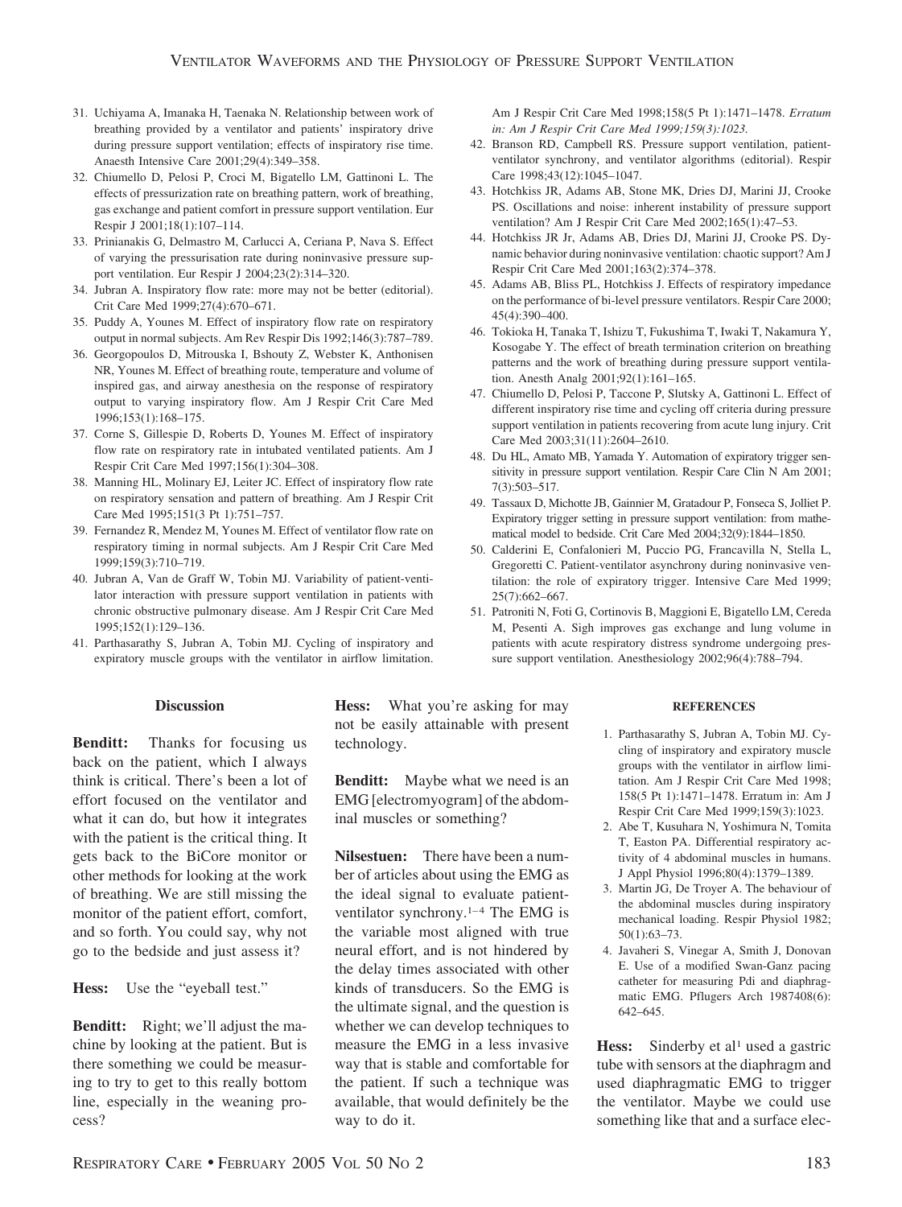31. Uchiyama A, Imanaka H, Taenaka N. Relationship between work of breathing provided by a ventilator and patients' inspiratory drive during pressure support ventilation; effects of inspiratory rise time. Anaesth Intensive Care 2001;29(4):349–358.
32. Chiumello D, Pelosi P, Croci M, Bigatello LM, Gattinoni L. The effects of pressurization rate on breathing pattern, work of breathing, gas exchange and patient comfort in pressure support ventilation. Eur Respir J 2001;18(1):107–114.
33. Prinianakis G, Delmastro M, Carlucci A, Ceriana P, Nava S. Effect of varying the pressurisation rate during noninvasive pressure support ventilation. Eur Respir J 2004;23(2):314–320.
34. Jubran A. Inspiratory flow rate: more may not be better (editorial). Crit Care Med 1999;27(4):670–671.
35. Puddy A, Younes M. Effect of inspiratory flow rate on respiratory output in normal subjects. Am Rev Respir Dis 1992;146(3):787–789.
36. Georgopoulos D, Mitrouska I, Bshouty Z, Webster K, Anthonisen NR, Younes M. Effect of breathing route, temperature and volume of inspired gas, and airway anesthesia on the response of respiratory output to varying inspiratory flow. Am J Respir Crit Care Med 1996;153(1):168–175.
37. Corne S, Gillespie D, Roberts D, Younes M. Effect of inspiratory flow rate on respiratory rate in intubated ventilated patients. Am J Respir Crit Care Med 1997;156(1):304–308.
38. Manning HL, Molinary EJ, Leiter JC. Effect of inspiratory flow rate on respiratory sensation and pattern of breathing. Am J Respir Crit Care Med 1995;151(3 Pt 1):751–757.
39. Fernandez R, Mendez M, Younes M. Effect of ventilator flow rate on respiratory timing in normal subjects. Am J Respir Crit Care Med 1999;159(3):710–719.
40. Jubran A, Van de Graff W, Tobin MJ. Variability of patient-ventilator interaction with pressure support ventilation in patients with chronic obstructive pulmonary disease. Am J Respir Crit Care Med 1995;152(1):129–136.
41. Parthasarathy S, Jubran A, Tobin MJ. Cycling of inspiratory and expiratory muscle groups with the ventilator in airflow limitation. Am J Respir Crit Care Med 1998;158(5 Pt 1):1471–1478. *Erratum in: Am J Respir Crit Care Med 1999;159(3):1023.*
42. Branson RD, Campbell RS. Pressure support ventilation, patient-ventilator synchrony, and ventilator algorithms (editorial). Respir Care 1998;43(12):1045–1047.
43. Hotchkiss JR, Adams AB, Stone MK, Dries DJ, Marini JJ, Crooke PS. Oscillations and noise: inherent instability of pressure support ventilation? Am J Respir Crit Care Med 2002;165(1):47–53.
44. Hotchkiss JR Jr, Adams AB, Dries DJ, Marini JJ, Crooke PS. Dynamic behavior during noninvasive ventilation: chaotic support? Am J Respir Crit Care Med 2001;163(2):374–378.
45. Adams AB, Bliss PL, Hotchkiss J. Effects of respiratory impedance on the performance of bi-level pressure ventilators. Respir Care 2000; 45(4):390–400.
46. Tokioka H, Tanaka T, Ishizu T, Fukushima T, Iwaki T, Nakamura Y, Kosogabe Y. The effect of breath termination criterion on breathing patterns and the work of breathing during pressure support ventilation. Anesth Analg 2001;92(1):161–165.
47. Chiumello D, Pelosi P, Taccone P, Slutsky A, Gattinoni L. Effect of different inspiratory rise time and cycling off criteria during pressure support ventilation in patients recovering from acute lung injury. Crit Care Med 2003;31(11):2604–2610.
48. Du HL, Amato MB, Yamada Y. Automation of expiratory trigger sensitivity in pressure support ventilation. Respir Care Clin N Am 2001; 7(3):503–517.
49. Tassaux D, Michotte JB, Gainnier M, Gratadour P, Fonseca S, Jolliet P. Expiratory trigger setting in pressure support ventilation: from mathematical model to bedside. Crit Care Med 2004;32(9):1844–1850.
50. Calderini E, Confalonieri M, Puccio PG, Francavilla N, Stella L, Gregoretti C. Patient-ventilator asynchrony during noninvasive ventilation: the role of expiratory trigger. Intensive Care Med 1999; 25(7):662–667.
51. Patroniti N, Foti G, Cortinovis B, Maggioni E, Bigatello LM, Cereda M, Pesenti A. Sigh improves gas exchange and lung volume in patients with acute respiratory distress syndrome undergoing pressure support ventilation. Anesthesiology 2002;96(4):788–794.

## Discussion

**Benditt:** Thanks for focusing us back on the patient, which I always think is critical. There's been a lot of effort focused on the ventilator and what it can do, but how it integrates with the patient is the critical thing. It gets back to the BiCore monitor or other methods for looking at the work of breathing. We are still missing the monitor of the patient effort, comfort, and so forth. You could say, why not go to the bedside and just assess it?

**Hess:** Use the "eyeball test."

**Benditt:** Right; we'll adjust the machine by looking at the patient. But is there something we could be measuring to try to get to this really bottom line, especially in the weaning process?

**Hess:** What you're asking for may not be easily attainable with present technology.

**Benditt:** Maybe what we need is an EMG [electromyogram] of the abdominal muscles or something?

**Nilsestuen:** There have been a number of articles about using the EMG as the ideal signal to evaluate patient-ventilator synchrony.[1–4] The EMG is the variable most aligned with true neural effort, and is not hindered by the delay times associated with other kinds of transducers. So the EMG is the ultimate signal, and the question is whether we can develop techniques to measure the EMG in a less invasive way that is stable and comfortable for the patient. If such a technique was available, that would definitely be the way to do it.

#### REFERENCES

1. Parthasarathy S, Jubran A, Tobin MJ. Cycling of inspiratory and expiratory muscle groups with the ventilator in airflow limitation. Am J Respir Crit Care Med 1998; 158(5 Pt 1):1471–1478. Erratum in: Am J Respir Crit Care Med 1999;159(3):1023.
2. Abe T, Kusuhara N, Yoshimura N, Tomita T, Easton PA. Differential respiratory activity of 4 abdominal muscles in humans. J Appl Physiol 1996;80(4):1379–1389.
3. Martin JG, De Troyer A. The behaviour of the abdominal muscles during inspiratory mechanical loading. Respir Physiol 1982; 50(1):63–73.
4. Javaheri S, Vinegar A, Smith J, Donovan E. Use of a modified Swan-Ganz pacing catheter for measuring Pdi and diaphragmatic EMG. Pflugers Arch 1987408(6): 642–645.

**Hess:** Sinderby et al[1] used a gastric tube with sensors at the diaphragm and used diaphragmatic EMG to trigger the ventilator. Maybe we could use something like that and a surface elec-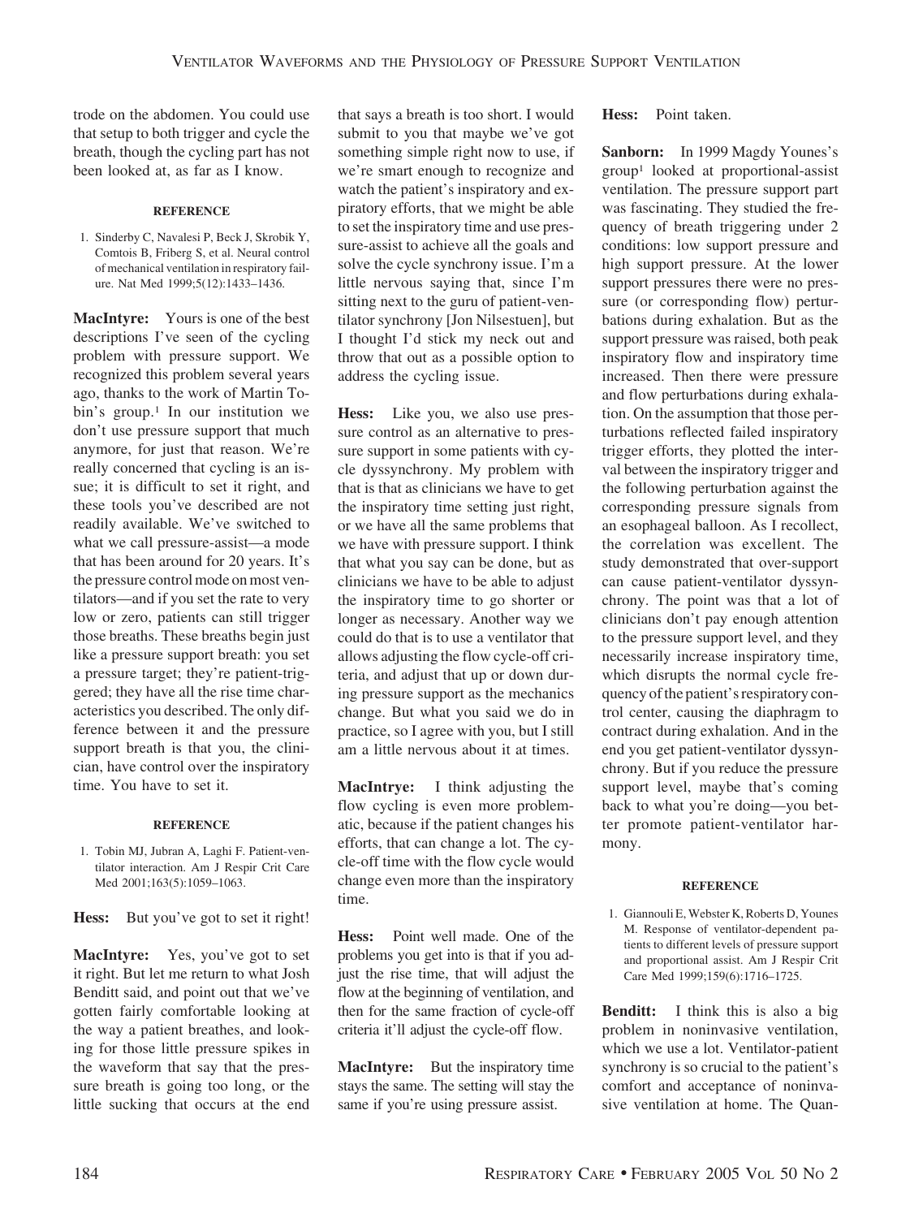trode on the abdomen. You could use that setup to both trigger and cycle the breath, though the cycling part has not been looked at, as far as I know.

#### REFERENCE

1. Sinderby C, Navalesi P, Beck J, Skrobik Y, Comtois B, Friberg S, et al. Neural control of mechanical ventilation in respiratory failure. Nat Med 1999;5(12):1433–1436.

**MacIntyre:** Yours is one of the best descriptions I've seen of the cycling problem with pressure support. We recognized this problem several years ago, thanks to the work of Martin Tobin's group.[1] In our institution we don't use pressure support that much anymore, for just that reason. We're really concerned that cycling is an issue; it is difficult to set it right, and these tools you've described are not readily available. We've switched to what we call pressure-assist—a mode that has been around for 20 years. It's the pressure control mode on most ventilators—and if you set the rate to very low or zero, patients can still trigger those breaths. These breaths begin just like a pressure support breath: you set a pressure target; they're patient-triggered; they have all the rise time characteristics you described. The only difference between it and the pressure support breath is that you, the clinician, have control over the inspiratory time. You have to set it.

#### REFERENCE

1. Tobin MJ, Jubran A, Laghi F. Patient-ventilator interaction. Am J Respir Crit Care Med 2001;163(5):1059–1063.

**Hess:** But you've got to set it right!

**MacIntyre:** Yes, you've got to set it right. But let me return to what Josh Benditt said, and point out that we've gotten fairly comfortable looking at the way a patient breathes, and looking for those little pressure spikes in the waveform that say that the pressure breath is going too long, or the little sucking that occurs at the end that says a breath is too short. I would submit to you that maybe we've got something simple right now to use, if we're smart enough to recognize and watch the patient's inspiratory and expiratory efforts, that we might be able to set the inspiratory time and use pressure-assist to achieve all the goals and solve the cycle synchrony issue. I'm a little nervous saying that, since I'm sitting next to the guru of patient-ventilator synchrony [Jon Nilsestuen], but I thought I'd stick my neck out and throw that out as a possible option to address the cycling issue.

**Hess:** Like you, we also use pressure control as an alternative to pressure support in some patients with cycle dyssynchrony. My problem with that is that as clinicians we have to get the inspiratory time setting just right, or we have all the same problems that we have with pressure support. I think that what you say can be done, but as clinicians we have to be able to adjust the inspiratory time to go shorter or longer as necessary. Another way we could do that is to use a ventilator that allows adjusting the flow cycle-off criteria, and adjust that up or down during pressure support as the mechanics change. But what you said we do in practice, so I agree with you, but I still am a little nervous about it at times.

**MacIntrye:** I think adjusting the flow cycling is even more problematic, because if the patient changes his efforts, that can change a lot. The cycle-off time with the flow cycle would change even more than the inspiratory time.

**Hess:** Point well made. One of the problems you get into is that if you adjust the rise time, that will adjust the flow at the beginning of ventilation, and then for the same fraction of cycle-off criteria it'll adjust the cycle-off flow.

**MacIntyre:** But the inspiratory time stays the same. The setting will stay the same if you're using pressure assist.

**Hess:** Point taken.

**Sanborn:** In 1999 Magdy Younes's group[1] looked at proportional-assist ventilation. The pressure support part was fascinating. They studied the frequency of breath triggering under 2 conditions: low support pressure and high support pressure. At the lower support pressures there were no pressure (or corresponding flow) perturbations during exhalation. But as the support pressure was raised, both peak inspiratory flow and inspiratory time increased. Then there were pressure and flow perturbations during exhalation. On the assumption that those perturbations reflected failed inspiratory trigger efforts, they plotted the interval between the inspiratory trigger and the following perturbation against the corresponding pressure signals from an esophageal balloon. As I recollect, the correlation was excellent. The study demonstrated that over-support can cause patient-ventilator dyssynchrony. The point was that a lot of clinicians don't pay enough attention to the pressure support level, and they necessarily increase inspiratory time, which disrupts the normal cycle frequency of the patient's respiratory control center, causing the diaphragm to contract during exhalation. And in the end you get patient-ventilator dyssynchrony. But if you reduce the pressure support level, maybe that's coming back to what you're doing—you better promote patient-ventilator harmony.

#### REFERENCE

1. Giannouli E, Webster K, Roberts D, Younes M. Response of ventilator-dependent patients to different levels of pressure support and proportional assist. Am J Respir Crit Care Med 1999;159(6):1716–1725.

**Benditt:** I think this is also a big problem in noninvasive ventilation, which we use a lot. Ventilator-patient synchrony is so crucial to the patient's comfort and acceptance of noninvasive ventilation at home. The Quan-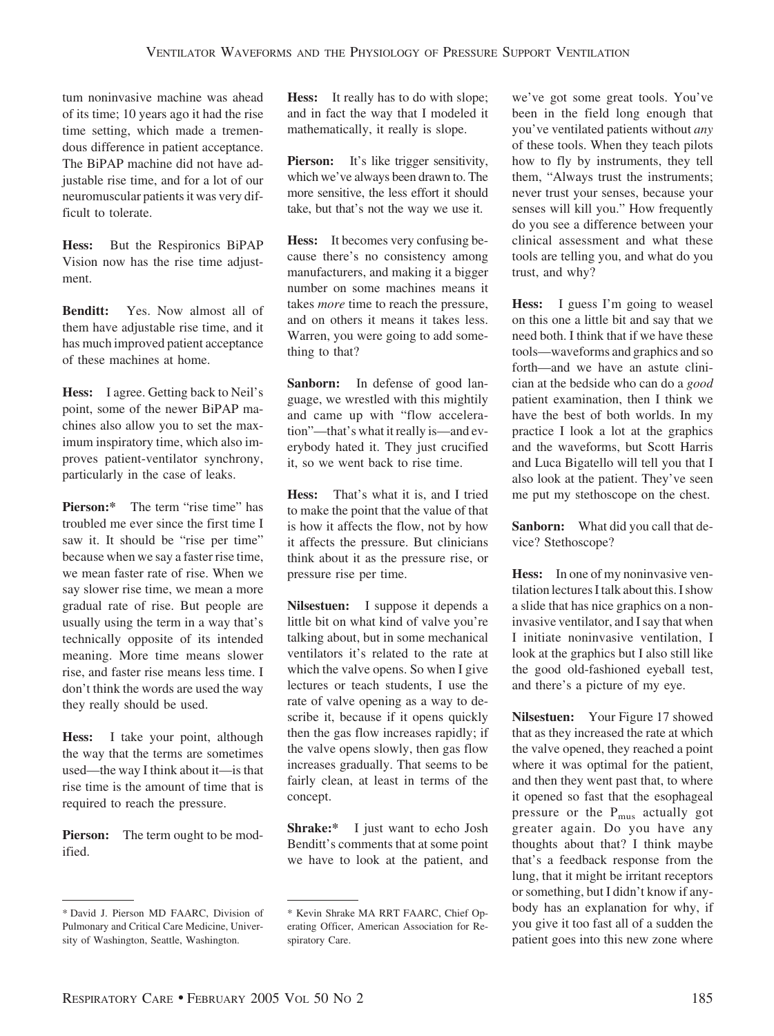tum noninvasive machine was ahead of its time; 10 years ago it had the rise time setting, which made a tremendous difference in patient acceptance. The BiPAP machine did not have adjustable rise time, and for a lot of our neuromuscular patients it was very difficult to tolerate.

**Hess:** But the Respironics BiPAP Vision now has the rise time adjustment.

**Benditt:** Yes. Now almost all of them have adjustable rise time, and it has much improved patient acceptance of these machines at home.

**Hess:** I agree. Getting back to Neil's point, some of the newer BiPAP machines also allow you to set the maximum inspiratory time, which also improves patient-ventilator synchrony, particularly in the case of leaks.

**Pierson:*** The term "rise time" has troubled me ever since the first time I saw it. It should be "rise per time" because when we say a faster rise time, we mean faster rate of rise. When we say slower rise time, we mean a more gradual rate of rise. But people are usually using the term in a way that's technically opposite of its intended meaning. More time means slower rise, and faster rise means less time. I don't think the words are used the way they really should be used.

**Hess:** I take your point, although the way that the terms are sometimes used—the way I think about it—is that rise time is the amount of time that is required to reach the pressure.

**Pierson:** The term ought to be modified.

**Hess:** It really has to do with slope; and in fact the way that I modeled it mathematically, it really is slope.

**Pierson:** It's like trigger sensitivity, which we've always been drawn to. The more sensitive, the less effort it should take, but that's not the way we use it.

**Hess:** It becomes very confusing because there's no consistency among manufacturers, and making it a bigger number on some machines means it takes *more* time to reach the pressure, and on others it means it takes less. Warren, you were going to add something to that?

**Sanborn:** In defense of good language, we wrestled with this mightily and came up with "flow acceleration"—that's what it really is—and everybody hated it. They just crucified it, so we went back to rise time.

**Hess:** That's what it is, and I tried to make the point that the value of that is how it affects the flow, not by how it affects the pressure. But clinicians think about it as the pressure rise, or pressure rise per time.

**Nilsestuen:** I suppose it depends a little bit on what kind of valve you're talking about, but in some mechanical ventilators it's related to the rate at which the valve opens. So when I give lectures or teach students, I use the rate of valve opening as a way to describe it, because if it opens quickly then the gas flow increases rapidly; if the valve opens slowly, then gas flow increases gradually. That seems to be fairly clean, at least in terms of the concept.

**Shrake:*** I just want to echo Josh Benditt's comments that at some point we have to look at the patient, and we've got some great tools. You've been in the field long enough that you've ventilated patients without *any* of these tools. When they teach pilots how to fly by instruments, they tell them, "Always trust the instruments; never trust your senses, because your senses will kill you." How frequently do you see a difference between your clinical assessment and what these tools are telling you, and what do you trust, and why?

**Hess:** I guess I'm going to weasel on this one a little bit and say that we need both. I think that if we have these tools—waveforms and graphics and so forth—and we have an astute clinician at the bedside who can do a *good* patient examination, then I think we have the best of both worlds. In my practice I look a lot at the graphics and the waveforms, but Scott Harris and Luca Bigatello will tell you that I also look at the patient. They've seen me put my stethoscope on the chest.

**Sanborn:** What did you call that device? Stethoscope?

**Hess:** In one of my noninvasive ventilation lectures I talk about this. I show a slide that has nice graphics on a noninvasive ventilator, and I say that when I initiate noninvasive ventilation, I look at the graphics but I also still like the good old-fashioned eyeball test, and there's a picture of my eye.

**Nilsestuen:** Your Figure 17 showed that as they increased the rate at which the valve opened, they reached a point where it was optimal for the patient, and then they went past that, to where it opened so fast that the esophageal pressure or the $P_{mus}$ actually got greater again. Do you have any thoughts about that? I think maybe that's a feedback response from the lung, that it might be irritant receptors or something, but I didn't know if anybody has an explanation for why, if you give it too fast all of a sudden the patient goes into this new zone where

---

\* David J. Pierson MD FAARC, Division of Pulmonary and Critical Care Medicine, University of Washington, Seattle, Washington.

\* Kevin Shrake MA RRT FAARC, Chief Operating Officer, American Association for Respiratory Care.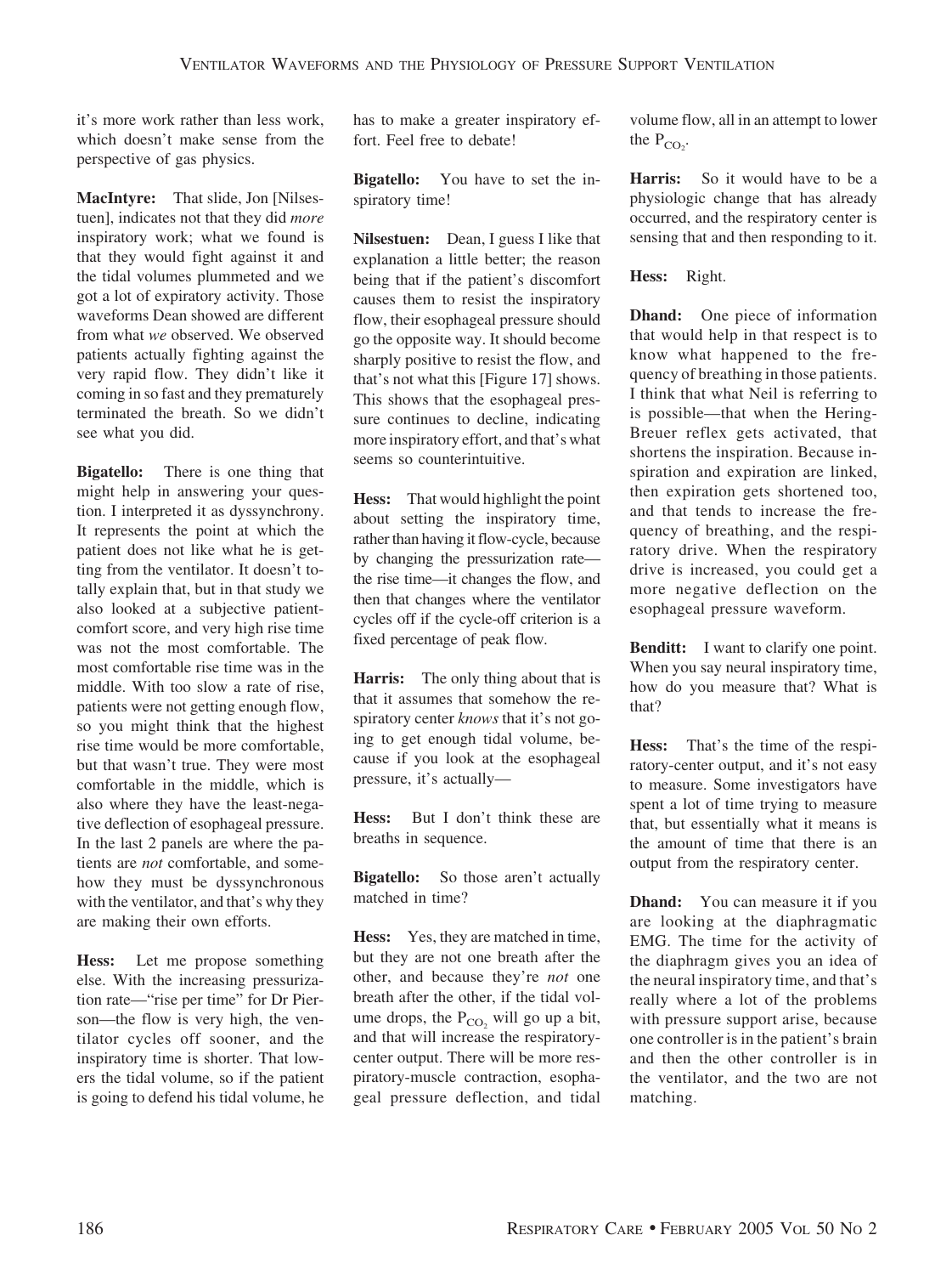it's more work rather than less work, which doesn't make sense from the perspective of gas physics.

**MacIntyre:** That slide, Jon [Nilsestuen], indicates not that they did *more* inspiratory work; what we found is that they would fight against it and the tidal volumes plummeted and we got a lot of expiratory activity. Those waveforms Dean showed are different from what *we* observed. We observed patients actually fighting against the very rapid flow. They didn't like it coming in so fast and they prematurely terminated the breath. So we didn't see what you did.

**Bigatello:** There is one thing that might help in answering your question. I interpreted it as dyssynchrony. It represents the point at which the patient does not like what he is getting from the ventilator. It doesn't totally explain that, but in that study we also looked at a subjective patient-comfort score, and very high rise time was not the most comfortable. The most comfortable rise time was in the middle. With too slow a rate of rise, patients were not getting enough flow, so you might think that the highest rise time would be more comfortable, but that wasn't true. They were most comfortable in the middle, which is also where they have the least-negative deflection of esophageal pressure. In the last 2 panels are where the patients are *not* comfortable, and somehow they must be dyssynchronous with the ventilator, and that's why they are making their own efforts.

**Hess:** Let me propose something else. With the increasing pressurization rate—"rise per time" for Dr Pierson—the flow is very high, the ventilator cycles off sooner, and the inspiratory time is shorter. That lowers the tidal volume, so if the patient is going to defend his tidal volume, he has to make a greater inspiratory effort. Feel free to debate!

**Bigatello:** You have to set the inspiratory time!

**Nilsestuen:** Dean, I guess I like that explanation a little better; the reason being that if the patient's discomfort causes them to resist the inspiratory flow, their esophageal pressure should go the opposite way. It should become sharply positive to resist the flow, and that's not what this [Figure 17] shows. This shows that the esophageal pressure continues to decline, indicating more inspiratory effort, and that's what seems so counterintuitive.

**Hess:** That would highlight the point about setting the inspiratory time, rather than having it flow-cycle, because by changing the pressurization rate—the rise time—it changes the flow, and then that changes where the ventilator cycles off if the cycle-off criterion is a fixed percentage of peak flow.

**Harris:** The only thing about that is that it assumes that somehow the respiratory center *knows* that it's not going to get enough tidal volume, because if you look at the esophageal pressure, it's actually—

**Hess:** But I don't think these are breaths in sequence.

**Bigatello:** So those aren't actually matched in time?

**Hess:** Yes, they are matched in time, but they are not one breath after the other, and because they're *not* one breath after the other, if the tidal volume drops, the $P_{CO_2}$ will go up a bit, and that will increase the respiratory-center output. There will be more respiratory-muscle contraction, esophageal pressure deflection, and tidal volume flow, all in an attempt to lower the $P_{CO_2}$.

**Harris:** So it would have to be a physiologic change that has already occurred, and the respiratory center is sensing that and then responding to it.

**Hess:** Right.

**Dhand:** One piece of information that would help in that respect is to know what happened to the frequency of breathing in those patients. I think that what Neil is referring to is possible—that when the Hering-Breuer reflex gets activated, that shortens the inspiration. Because inspiration and expiration are linked, then expiration gets shortened too, and that tends to increase the frequency of breathing, and the respiratory drive. When the respiratory drive is increased, you could get a more negative deflection on the esophageal pressure waveform.

**Benditt:** I want to clarify one point. When you say neural inspiratory time, how do you measure that? What is that?

**Hess:** That's the time of the respiratory-center output, and it's not easy to measure. Some investigators have spent a lot of time trying to measure that, but essentially what it means is the amount of time that there is an output from the respiratory center.

**Dhand:** You can measure it if you are looking at the diaphragmatic EMG. The time for the activity of the diaphragm gives you an idea of the neural inspiratory time, and that's really where a lot of the problems with pressure support arise, because one controller is in the patient's brain and then the other controller is in the ventilator, and the two are not matching.